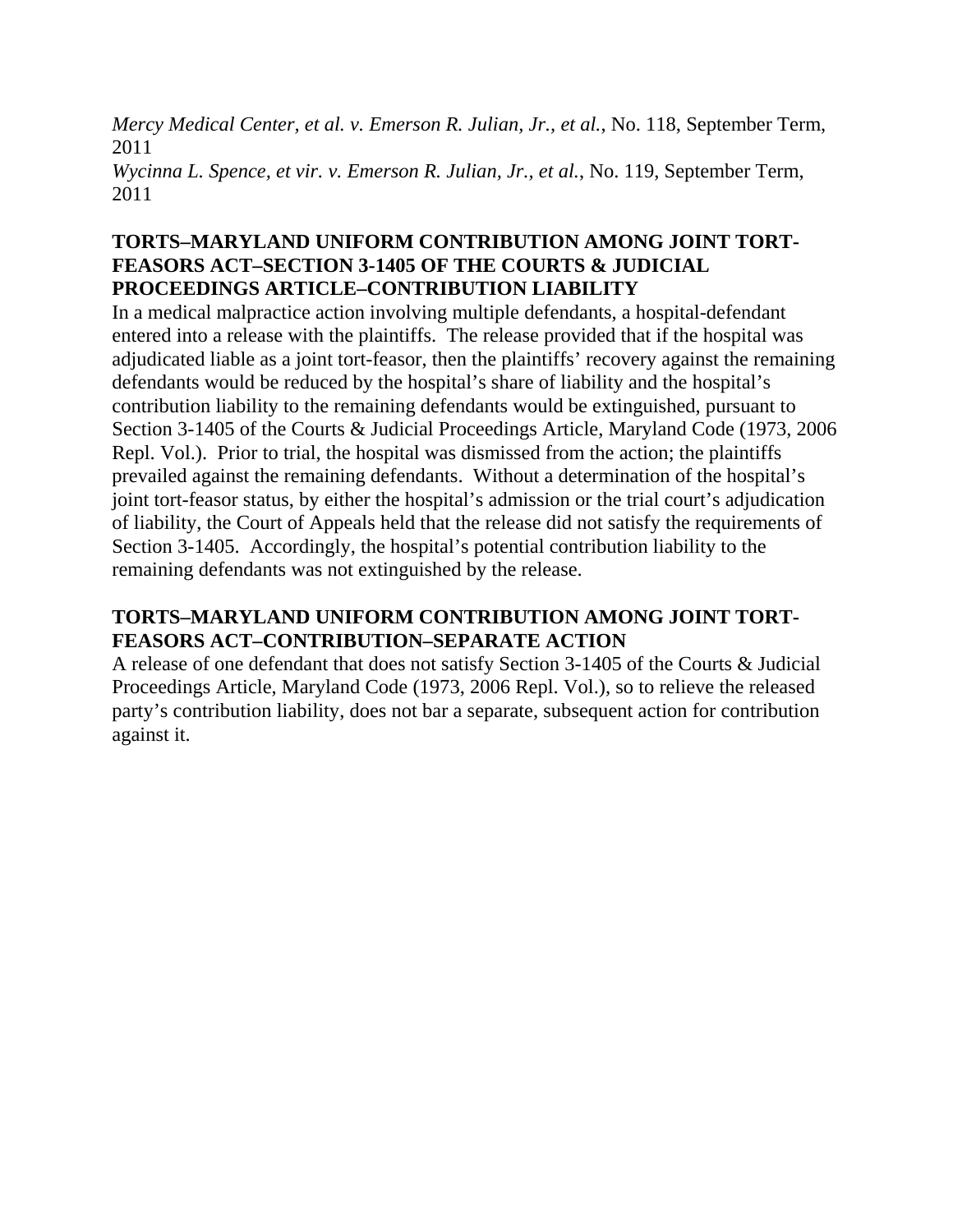*Mercy Medical Center, et al. v. Emerson R. Julian, Jr., et al.*, No. 118, September Term, 2011
*Wycinna L. Spence, et vir. v. Emerson R. Julian, Jr., et al.*, No. 119, September Term, 2011

**TORTS–MARYLAND UNIFORM CONTRIBUTION AMONG JOINT TORT-FEASORS ACT–SECTION 3-1405 OF THE COURTS & JUDICIAL PROCEEDINGS ARTICLE–CONTRIBUTION LIABILITY**

In a medical malpractice action involving multiple defendants, a hospital-defendant entered into a release with the plaintiffs. The release provided that if the hospital was adjudicated liable as a joint tort-feasor, then the plaintiffs' recovery against the remaining defendants would be reduced by the hospital's share of liability and the hospital's contribution liability to the remaining defendants would be extinguished, pursuant to Section 3-1405 of the Courts & Judicial Proceedings Article, Maryland Code (1973, 2006 Repl. Vol.). Prior to trial, the hospital was dismissed from the action; the plaintiffs prevailed against the remaining defendants. Without a determination of the hospital's joint tort-feasor status, by either the hospital's admission or the trial court's adjudication of liability, the Court of Appeals held that the release did not satisfy the requirements of Section 3-1405. Accordingly, the hospital's potential contribution liability to the remaining defendants was not extinguished by the release.

**TORTS–MARYLAND UNIFORM CONTRIBUTION AMONG JOINT TORT-FEASORS ACT–CONTRIBUTION–SEPARATE ACTION**

A release of one defendant that does not satisfy Section 3-1405 of the Courts & Judicial Proceedings Article, Maryland Code (1973, 2006 Repl. Vol.), so to relieve the released party's contribution liability, does not bar a separate, subsequent action for contribution against it.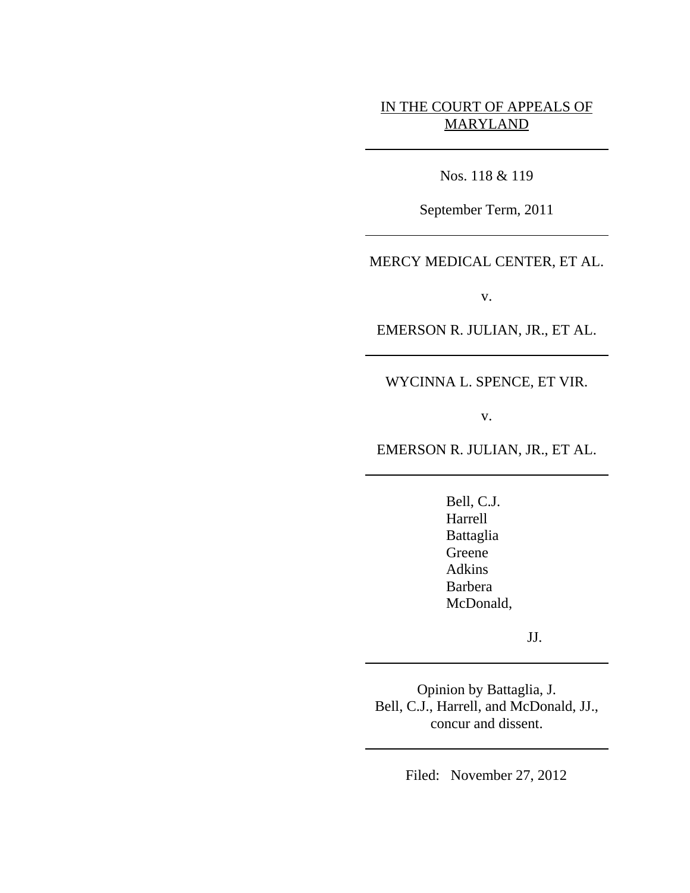IN THE COURT OF APPEALS OF MARYLAND

---

Nos. 118 & 119

September Term, 2011

---

MERCY MEDICAL CENTER, ET AL.

v.

EMERSON R. JULIAN, JR., ET AL.

---

WYCINNA L. SPENCE, ET VIR.

v.

EMERSON R. JULIAN, JR., ET AL.

---

Bell, C.J.
Harrell
Battaglia
Greene
Adkins
Barbera
McDonald,

JJ.

---

Opinion by Battaglia, J.
Bell, C.J., Harrell, and McDonald, JJ., concur and dissent.

---

Filed: November 27, 2012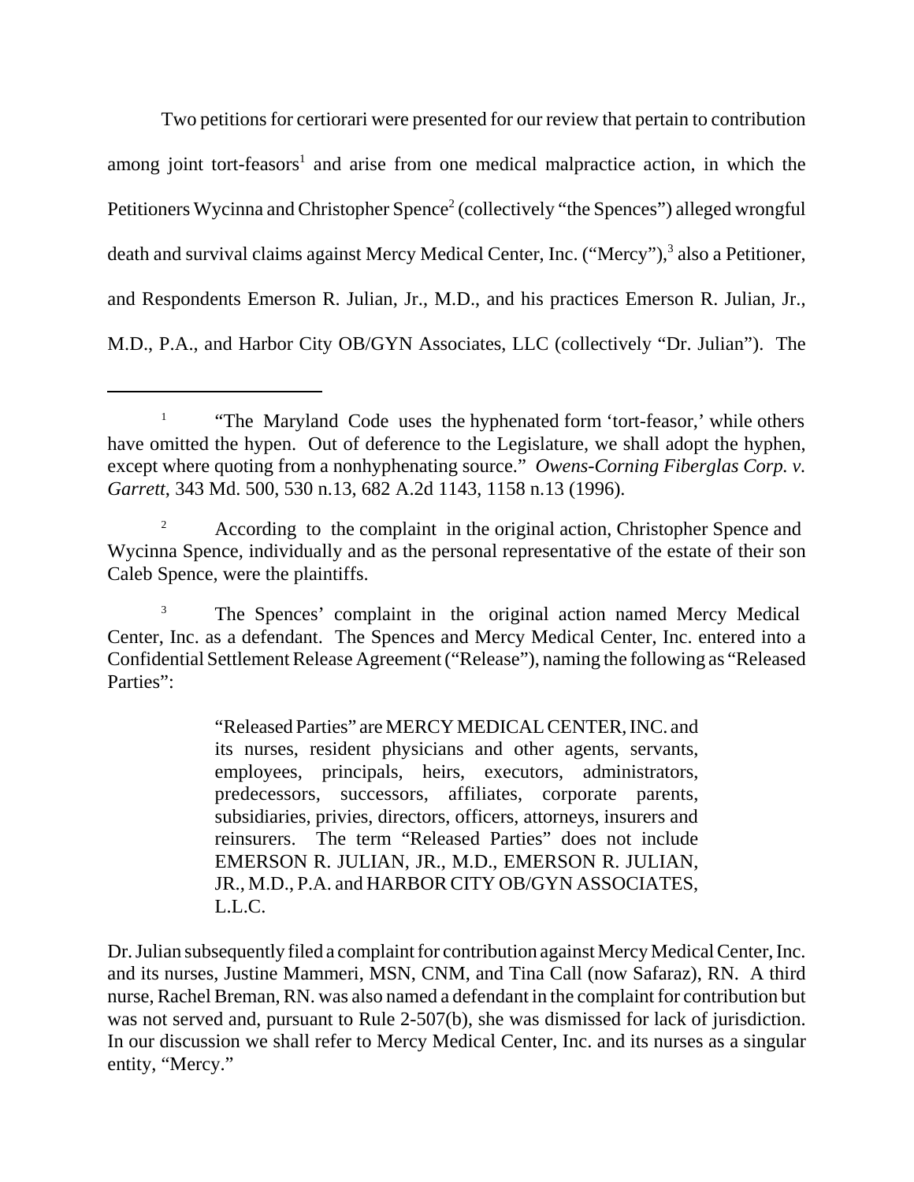Two petitions for certiorari were presented for our review that pertain to contribution among joint tort-feasors[1] and arise from one medical malpractice action, in which the Petitioners Wycinna and Christopher Spence[2] (collectively "the Spences") alleged wrongful death and survival claims against Mercy Medical Center, Inc. ("Mercy"),[3] also a Petitioner, and Respondents Emerson R. Julian, Jr., M.D., and his practices Emerson R. Julian, Jr., M.D., P.A., and Harbor City OB/GYN Associates, LLC (collectively "Dr. Julian"). The

---

[1] "The Maryland Code uses the hyphenated form 'tort-feasor,' while others have omitted the hypen. Out of deference to the Legislature, we shall adopt the hyphen, except where quoting from a nonhyphenating source." *Owens-Corning Fiberglas Corp. v. Garrett*, 343 Md. 500, 530 n.13, 682 A.2d 1143, 1158 n.13 (1996).

[2] According to the complaint in the original action, Christopher Spence and Wycinna Spence, individually and as the personal representative of the estate of their son Caleb Spence, were the plaintiffs.

[3] The Spences' complaint in the original action named Mercy Medical Center, Inc. as a defendant. The Spences and Mercy Medical Center, Inc. entered into a Confidential Settlement Release Agreement ("Release"), naming the following as "Released Parties":

> "Released Parties" are MERCY MEDICAL CENTER, INC. and its nurses, resident physicians and other agents, servants, employees, principals, heirs, executors, administrators, predecessors, successors, affiliates, corporate parents, subsidiaries, privies, directors, officers, attorneys, insurers and reinsurers. The term "Released Parties" does not include EMERSON R. JULIAN, JR., M.D., EMERSON R. JULIAN, JR., M.D., P.A. and HARBOR CITY OB/GYN ASSOCIATES, L.L.C.

Dr. Julian subsequently filed a complaint for contribution against Mercy Medical Center, Inc. and its nurses, Justine Mammeri, MSN, CNM, and Tina Call (now Safaraz), RN. A third nurse, Rachel Breman, RN. was also named a defendant in the complaint for contribution but was not served and, pursuant to Rule 2-507(b), she was dismissed for lack of jurisdiction. In our discussion we shall refer to Mercy Medical Center, Inc. and its nurses as a singular entity, "Mercy."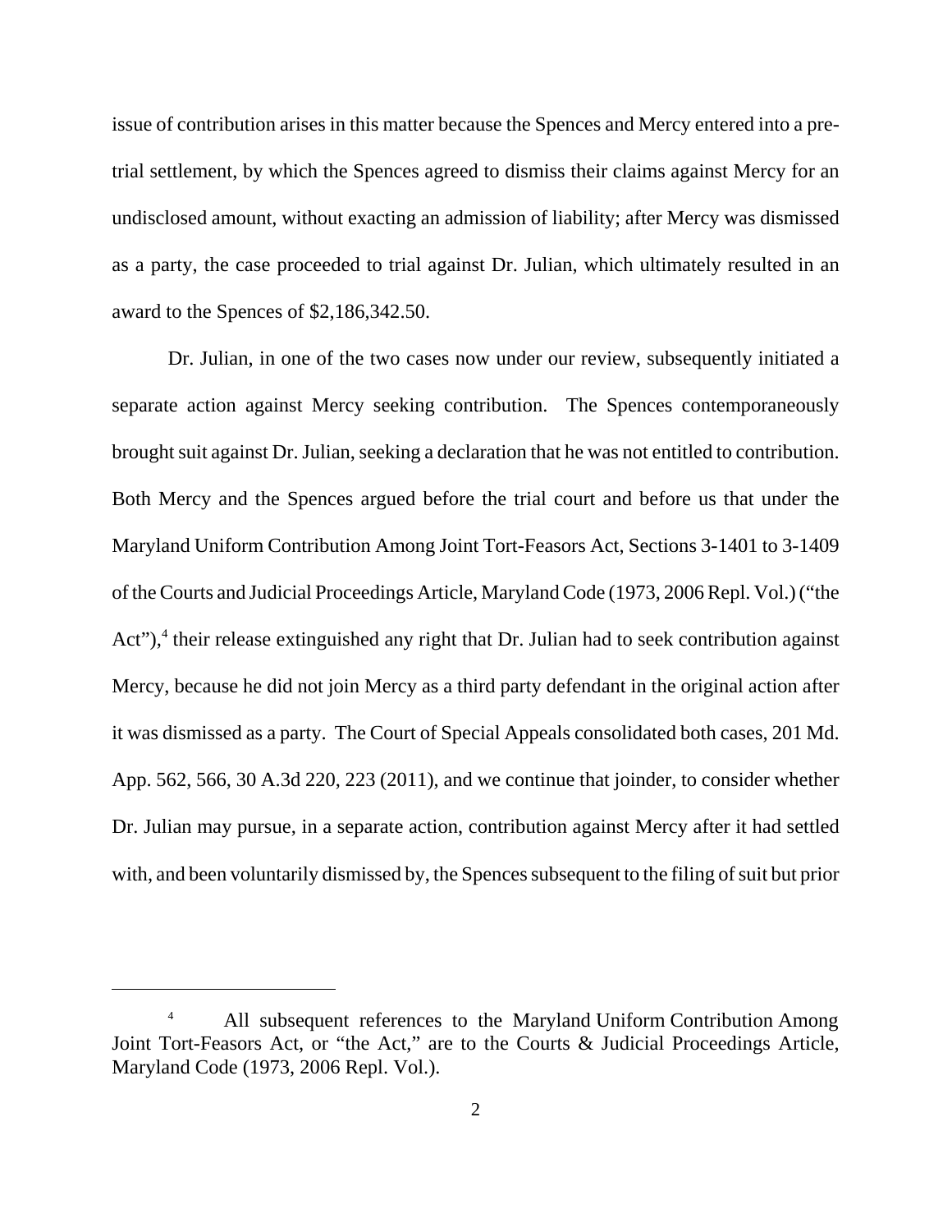issue of contribution arises in this matter because the Spences and Mercy entered into a pre-trial settlement, by which the Spences agreed to dismiss their claims against Mercy for an undisclosed amount, without exacting an admission of liability; after Mercy was dismissed as a party, the case proceeded to trial against Dr. Julian, which ultimately resulted in an award to the Spences of $2,186,342.50.

Dr. Julian, in one of the two cases now under our review, subsequently initiated a separate action against Mercy seeking contribution. The Spences contemporaneously brought suit against Dr. Julian, seeking a declaration that he was not entitled to contribution. Both Mercy and the Spences argued before the trial court and before us that under the Maryland Uniform Contribution Among Joint Tort-Feasors Act, Sections 3-1401 to 3-1409 of the Courts and Judicial Proceedings Article, Maryland Code (1973, 2006 Repl. Vol.) ("the Act"),[4] their release extinguished any right that Dr. Julian had to seek contribution against Mercy, because he did not join Mercy as a third party defendant in the original action after it was dismissed as a party. The Court of Special Appeals consolidated both cases, 201 Md. App. 562, 566, 30 A.3d 220, 223 (2011), and we continue that joinder, to consider whether Dr. Julian may pursue, in a separate action, contribution against Mercy after it had settled with, and been voluntarily dismissed by, the Spences subsequent to the filing of suit but prior

[4] All subsequent references to the Maryland Uniform Contribution Among Joint Tort-Feasors Act, or "the Act," are to the Courts & Judicial Proceedings Article, Maryland Code (1973, 2006 Repl. Vol.).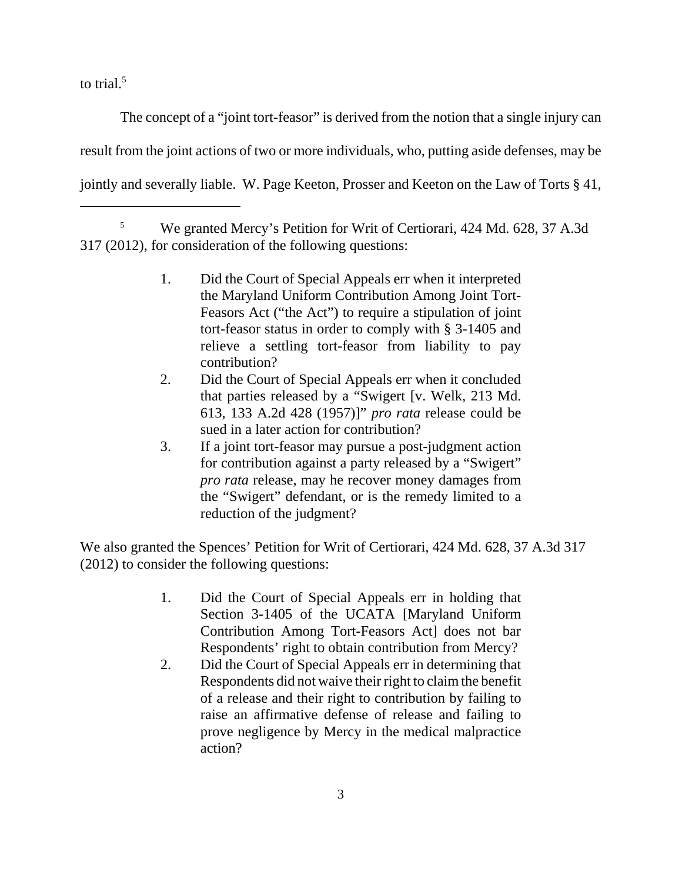to trial.[5]

The concept of a "joint tort-feasor" is derived from the notion that a single injury can result from the joint actions of two or more individuals, who, putting aside defenses, may be jointly and severally liable. W. Page Keeton, Prosser and Keeton on the Law of Torts § 41,

---

[5] We granted Mercy's Petition for Writ of Certiorari, 424 Md. 628, 37 A.3d 317 (2012), for consideration of the following questions:

> 1. Did the Court of Special Appeals err when it interpreted the Maryland Uniform Contribution Among Joint Tort-Feasors Act ("the Act") to require a stipulation of joint tort-feasor status in order to comply with § 3-1405 and relieve a settling tort-feasor from liability to pay contribution?
> 2. Did the Court of Special Appeals err when it concluded that parties released by a "Swigert [v. Welk, 213 Md. 613, 133 A.2d 428 (1957)]" *pro rata* release could be sued in a later action for contribution?
> 3. If a joint tort-feasor may pursue a post-judgment action for contribution against a party released by a "Swigert" *pro rata* release, may he recover money damages from the "Swigert" defendant, or is the remedy limited to a reduction of the judgment?

We also granted the Spences' Petition for Writ of Certiorari, 424 Md. 628, 37 A.3d 317 (2012) to consider the following questions:

> 1. Did the Court of Special Appeals err in holding that Section 3-1405 of the UCATA [Maryland Uniform Contribution Among Tort-Feasors Act] does not bar Respondents' right to obtain contribution from Mercy?
> 2. Did the Court of Special Appeals err in determining that Respondents did not waive their right to claim the benefit of a release and their right to contribution by failing to raise an affirmative defense of release and failing to prove negligence by Mercy in the medical malpractice action?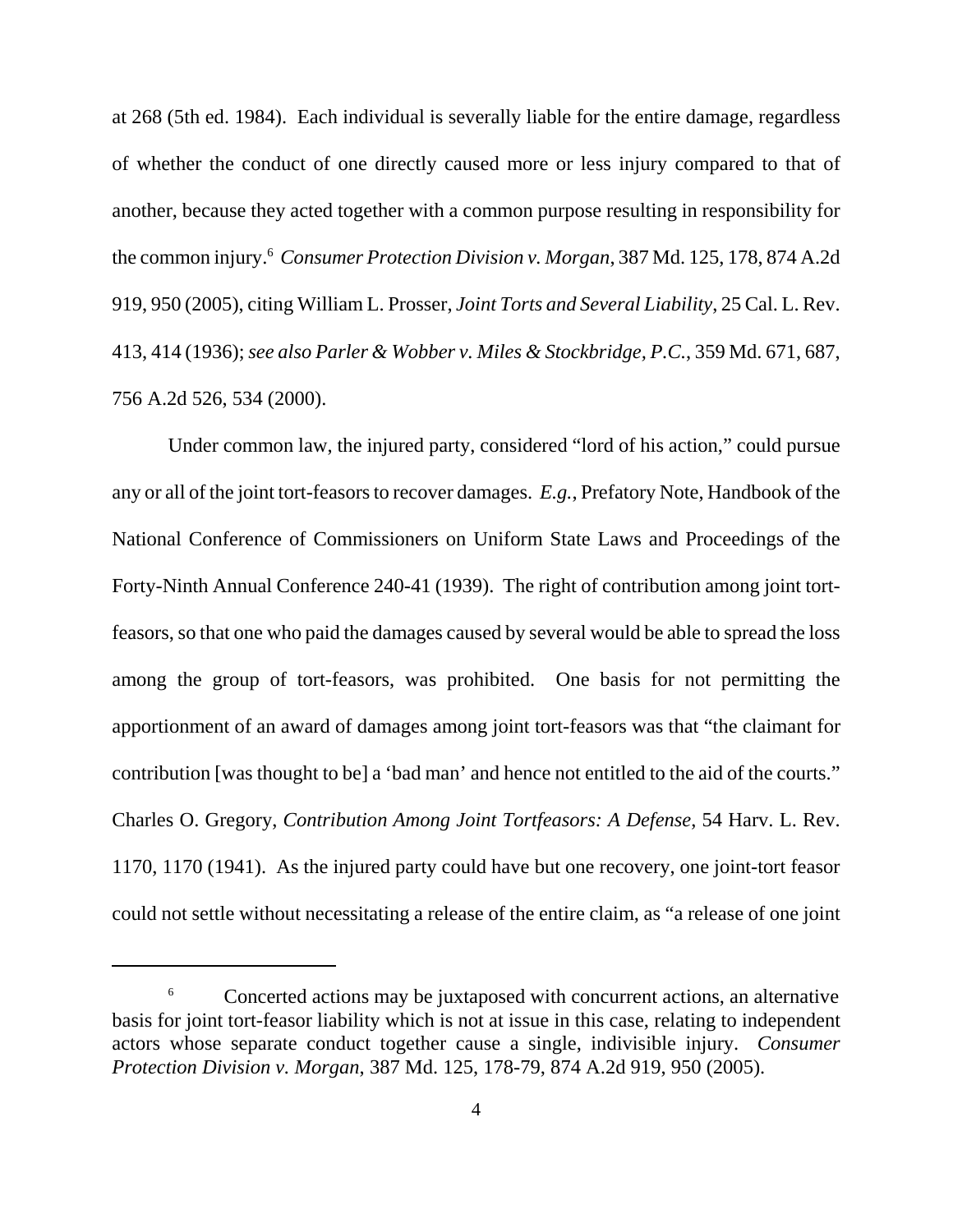at 268 (5th ed. 1984). Each individual is severally liable for the entire damage, regardless of whether the conduct of one directly caused more or less injury compared to that of another, because they acted together with a common purpose resulting in responsibility for the common injury.[6] *Consumer Protection Division v. Morgan*, 387 Md. 125, 178, 874 A.2d 919, 950 (2005), citing William L. Prosser, *Joint Torts and Several Liability*, 25 Cal. L. Rev. 413, 414 (1936); *see also Parler & Wobber v. Miles & Stockbridge, P.C.*, 359 Md. 671, 687, 756 A.2d 526, 534 (2000).

Under common law, the injured party, considered "lord of his action," could pursue any or all of the joint tort-feasors to recover damages. *E.g.*, Prefatory Note, Handbook of the National Conference of Commissioners on Uniform State Laws and Proceedings of the Forty-Ninth Annual Conference 240-41 (1939). The right of contribution among joint tort-feasors, so that one who paid the damages caused by several would be able to spread the loss among the group of tort-feasors, was prohibited. One basis for not permitting the apportionment of an award of damages among joint tort-feasors was that "the claimant for contribution [was thought to be] a 'bad man' and hence not entitled to the aid of the courts." Charles O. Gregory, *Contribution Among Joint Tortfeasors: A Defense*, 54 Harv. L. Rev. 1170, 1170 (1941). As the injured party could have but one recovery, one joint-tort feasor could not settle without necessitating a release of the entire claim, as "a release of one joint

---

[6] Concerted actions may be juxtaposed with concurrent actions, an alternative basis for joint tort-feasor liability which is not at issue in this case, relating to independent actors whose separate conduct together cause a single, indivisible injury. *Consumer Protection Division v. Morgan*, 387 Md. 125, 178-79, 874 A.2d 919, 950 (2005).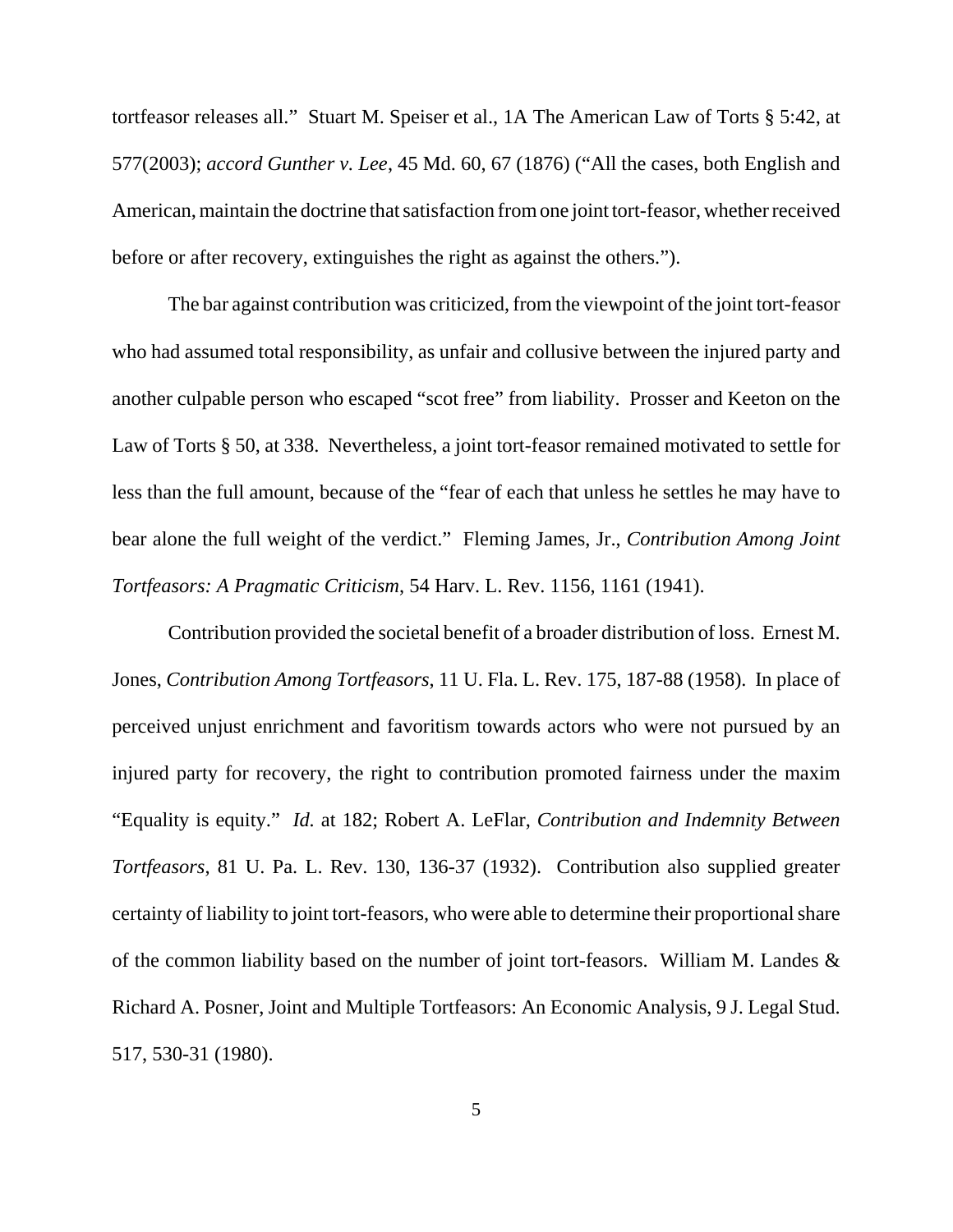tortfeasor releases all." Stuart M. Speiser et al., 1A The American Law of Torts § 5:42, at 577(2003); *accord Gunther v. Lee*, 45 Md. 60, 67 (1876) ("All the cases, both English and American, maintain the doctrine that satisfaction from one joint tort-feasor, whether received before or after recovery, extinguishes the right as against the others.").

The bar against contribution was criticized, from the viewpoint of the joint tort-feasor who had assumed total responsibility, as unfair and collusive between the injured party and another culpable person who escaped "scot free" from liability. Prosser and Keeton on the Law of Torts § 50, at 338. Nevertheless, a joint tort-feasor remained motivated to settle for less than the full amount, because of the "fear of each that unless he settles he may have to bear alone the full weight of the verdict." Fleming James, Jr., *Contribution Among Joint Tortfeasors: A Pragmatic Criticism*, 54 Harv. L. Rev. 1156, 1161 (1941).

Contribution provided the societal benefit of a broader distribution of loss. Ernest M. Jones, *Contribution Among Tortfeasors*, 11 U. Fla. L. Rev. 175, 187-88 (1958). In place of perceived unjust enrichment and favoritism towards actors who were not pursued by an injured party for recovery, the right to contribution promoted fairness under the maxim "Equality is equity." *Id.* at 182; Robert A. LeFlar, *Contribution and Indemnity Between Tortfeasors*, 81 U. Pa. L. Rev. 130, 136-37 (1932). Contribution also supplied greater certainty of liability to joint tort-feasors, who were able to determine their proportional share of the common liability based on the number of joint tort-feasors. William M. Landes & Richard A. Posner, Joint and Multiple Tortfeasors: An Economic Analysis, 9 J. Legal Stud. 517, 530-31 (1980).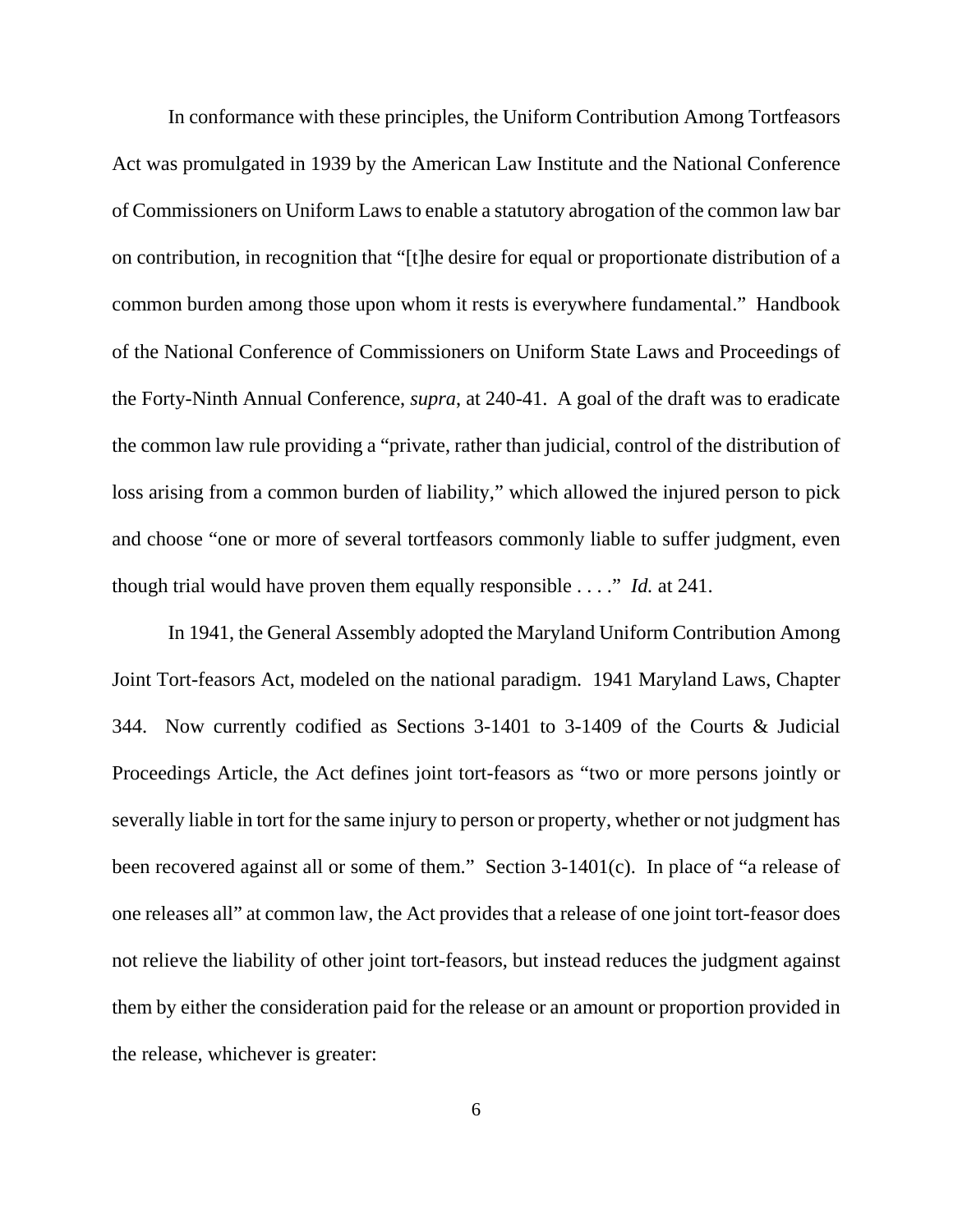In conformance with these principles, the Uniform Contribution Among Tortfeasors Act was promulgated in 1939 by the American Law Institute and the National Conference of Commissioners on Uniform Laws to enable a statutory abrogation of the common law bar on contribution, in recognition that "[t]he desire for equal or proportionate distribution of a common burden among those upon whom it rests is everywhere fundamental." Handbook of the National Conference of Commissioners on Uniform State Laws and Proceedings of the Forty-Ninth Annual Conference, *supra*, at 240-41. A goal of the draft was to eradicate the common law rule providing a "private, rather than judicial, control of the distribution of loss arising from a common burden of liability," which allowed the injured person to pick and choose "one or more of several tortfeasors commonly liable to suffer judgment, even though trial would have proven them equally responsible . . . ." *Id.* at 241.

In 1941, the General Assembly adopted the Maryland Uniform Contribution Among Joint Tort-feasors Act, modeled on the national paradigm. 1941 Maryland Laws, Chapter 344. Now currently codified as Sections 3-1401 to 3-1409 of the Courts & Judicial Proceedings Article, the Act defines joint tort-feasors as "two or more persons jointly or severally liable in tort for the same injury to person or property, whether or not judgment has been recovered against all or some of them." Section 3-1401(c). In place of "a release of one releases all" at common law, the Act provides that a release of one joint tort-feasor does not relieve the liability of other joint tort-feasors, but instead reduces the judgment against them by either the consideration paid for the release or an amount or proportion provided in the release, whichever is greater: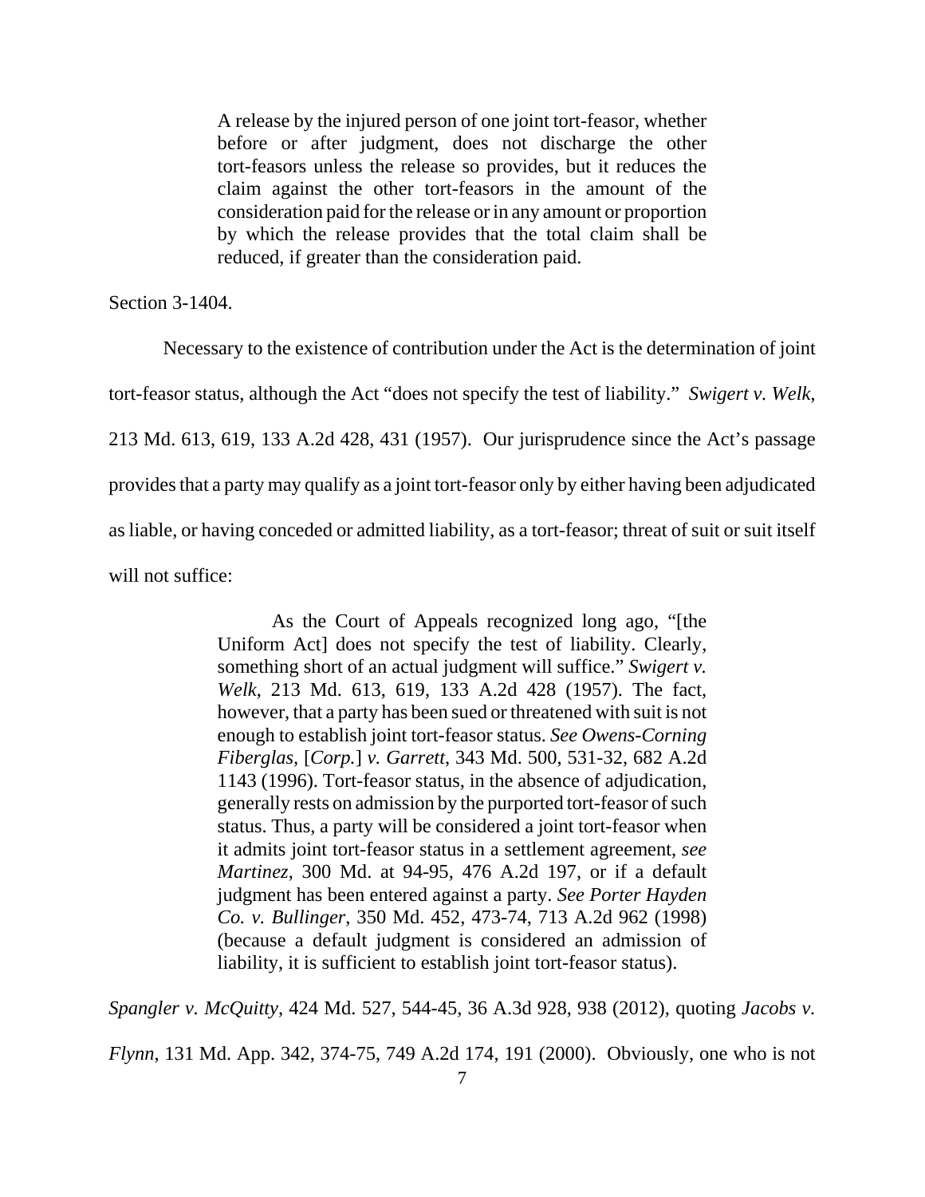> A release by the injured person of one joint tort-feasor, whether before or after judgment, does not discharge the other tort-feasors unless the release so provides, but it reduces the claim against the other tort-feasors in the amount of the consideration paid for the release or in any amount or proportion by which the release provides that the total claim shall be reduced, if greater than the consideration paid.

Section 3-1404.

Necessary to the existence of contribution under the Act is the determination of joint tort-feasor status, although the Act "does not specify the test of liability." *Swigert v. Welk*, 213 Md. 613, 619, 133 A.2d 428, 431 (1957). Our jurisprudence since the Act's passage provides that a party may qualify as a joint tort-feasor only by either having been adjudicated as liable, or having conceded or admitted liability, as a tort-feasor; threat of suit or suit itself will not suffice:

> As the Court of Appeals recognized long ago, "[the Uniform Act] does not specify the test of liability. Clearly, something short of an actual judgment will suffice." *Swigert v. Welk*, 213 Md. 613, 619, 133 A.2d 428 (1957). The fact, however, that a party has been sued or threatened with suit is not enough to establish joint tort-feasor status. *See Owens-Corning Fiberglas,* [*Corp.*] *v. Garrett*, 343 Md. 500, 531-32, 682 A.2d 1143 (1996). Tort-feasor status, in the absence of adjudication, generally rests on admission by the purported tort-feasor of such status. Thus, a party will be considered a joint tort-feasor when it admits joint tort-feasor status in a settlement agreement, *see Martinez*, 300 Md. at 94-95, 476 A.2d 197, or if a default judgment has been entered against a party. *See Porter Hayden Co. v. Bullinger*, 350 Md. 452, 473-74, 713 A.2d 962 (1998) (because a default judgment is considered an admission of liability, it is sufficient to establish joint tort-feasor status).

*Spangler v. McQuitty*, 424 Md. 527, 544-45, 36 A.3d 928, 938 (2012), quoting *Jacobs v. Flynn*, 131 Md. App. 342, 374-75, 749 A.2d 174, 191 (2000). Obviously, one who is not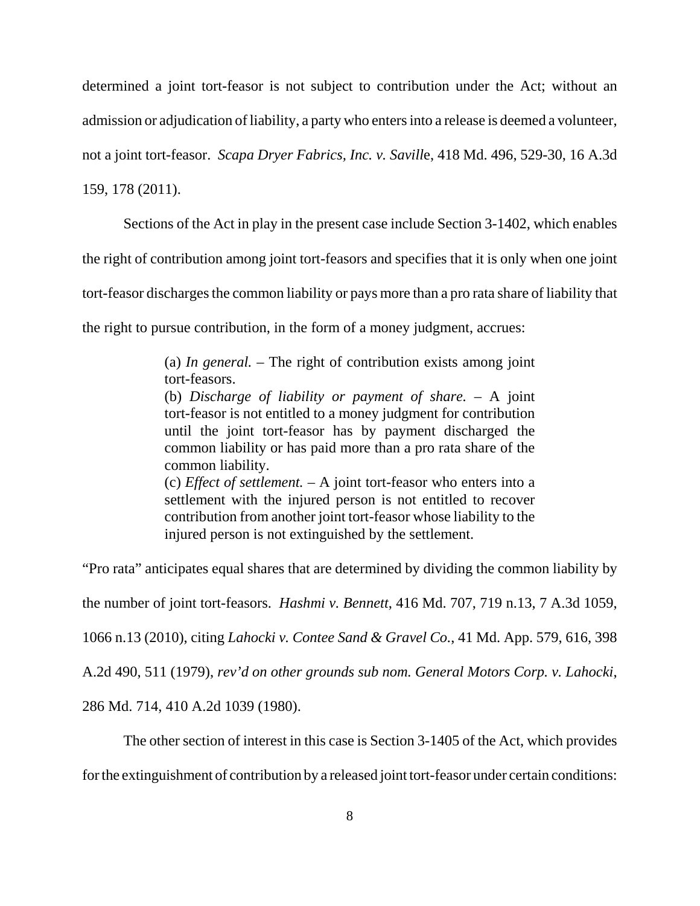determined a joint tort-feasor is not subject to contribution under the Act; without an admission or adjudication of liability, a party who enters into a release is deemed a volunteer, not a joint tort-feasor. *Scapa Dryer Fabrics, Inc. v. Saville*, 418 Md. 496, 529-30, 16 A.3d 159, 178 (2011).

Sections of the Act in play in the present case include Section 3-1402, which enables the right of contribution among joint tort-feasors and specifies that it is only when one joint tort-feasor discharges the common liability or pays more than a pro rata share of liability that the right to pursue contribution, in the form of a money judgment, accrues:

> (a) *In general.* – The right of contribution exists among joint tort-feasors.
> (b) *Discharge of liability or payment of share.* – A joint tort-feasor is not entitled to a money judgment for contribution until the joint tort-feasor has by payment discharged the common liability or has paid more than a pro rata share of the common liability.
> (c) *Effect of settlement.* – A joint tort-feasor who enters into a settlement with the injured person is not entitled to recover contribution from another joint tort-feasor whose liability to the injured person is not extinguished by the settlement.

"Pro rata" anticipates equal shares that are determined by dividing the common liability by the number of joint tort-feasors. *Hashmi v. Bennett*, 416 Md. 707, 719 n.13, 7 A.3d 1059, 1066 n.13 (2010), citing *Lahocki v. Contee Sand & Gravel Co.*, 41 Md. App. 579, 616, 398 A.2d 490, 511 (1979), *rev'd on other grounds sub nom. General Motors Corp. v. Lahocki*, 286 Md. 714, 410 A.2d 1039 (1980).

The other section of interest in this case is Section 3-1405 of the Act, which provides for the extinguishment of contribution by a released joint tort-feasor under certain conditions: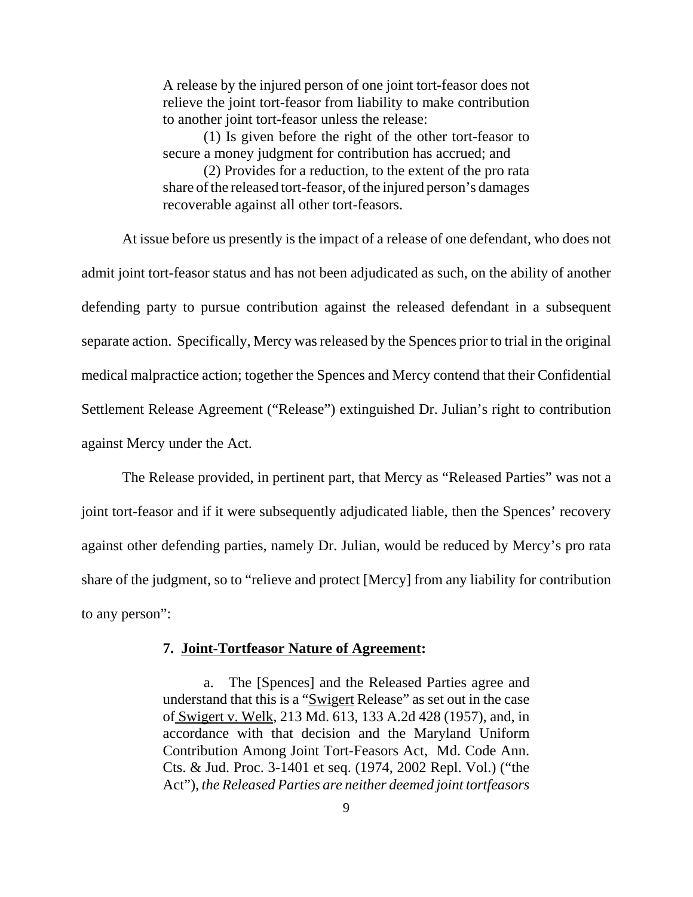> A release by the injured person of one joint tort-feasor does not relieve the joint tort-feasor from liability to make contribution to another joint tort-feasor unless the release:
>
> (1) Is given before the right of the other tort-feasor to secure a money judgment for contribution has accrued; and
>
> (2) Provides for a reduction, to the extent of the pro rata share of the released tort-feasor, of the injured person's damages recoverable against all other tort-feasors.

At issue before us presently is the impact of a release of one defendant, who does not admit joint tort-feasor status and has not been adjudicated as such, on the ability of another defending party to pursue contribution against the released defendant in a subsequent separate action. Specifically, Mercy was released by the Spences prior to trial in the original medical malpractice action; together the Spences and Mercy contend that their Confidential Settlement Release Agreement ("Release") extinguished Dr. Julian's right to contribution against Mercy under the Act.

The Release provided, in pertinent part, that Mercy as "Released Parties" was not a joint tort-feasor and if it were subsequently adjudicated liable, then the Spences' recovery against other defending parties, namely Dr. Julian, would be reduced by Mercy's pro rata share of the judgment, so to "relieve and protect [Mercy] from any liability for contribution to any person":

> **7. <u>Joint-Tortfeasor Nature of Agreement</u>:**
>
> a. The [Spences] and the Released Parties agree and understand that this is a "<u>Swigert</u> Release" as set out in the case of <u>Swigert v. Welk</u>, 213 Md. 613, 133 A.2d 428 (1957), and, in accordance with that decision and the Maryland Uniform Contribution Among Joint Tort-Feasors Act, Md. Code Ann. Cts. & Jud. Proc. 3-1401 et seq. (1974, 2002 Repl. Vol.) ("the Act"), *the Released Parties are neither deemed joint tortfeasors*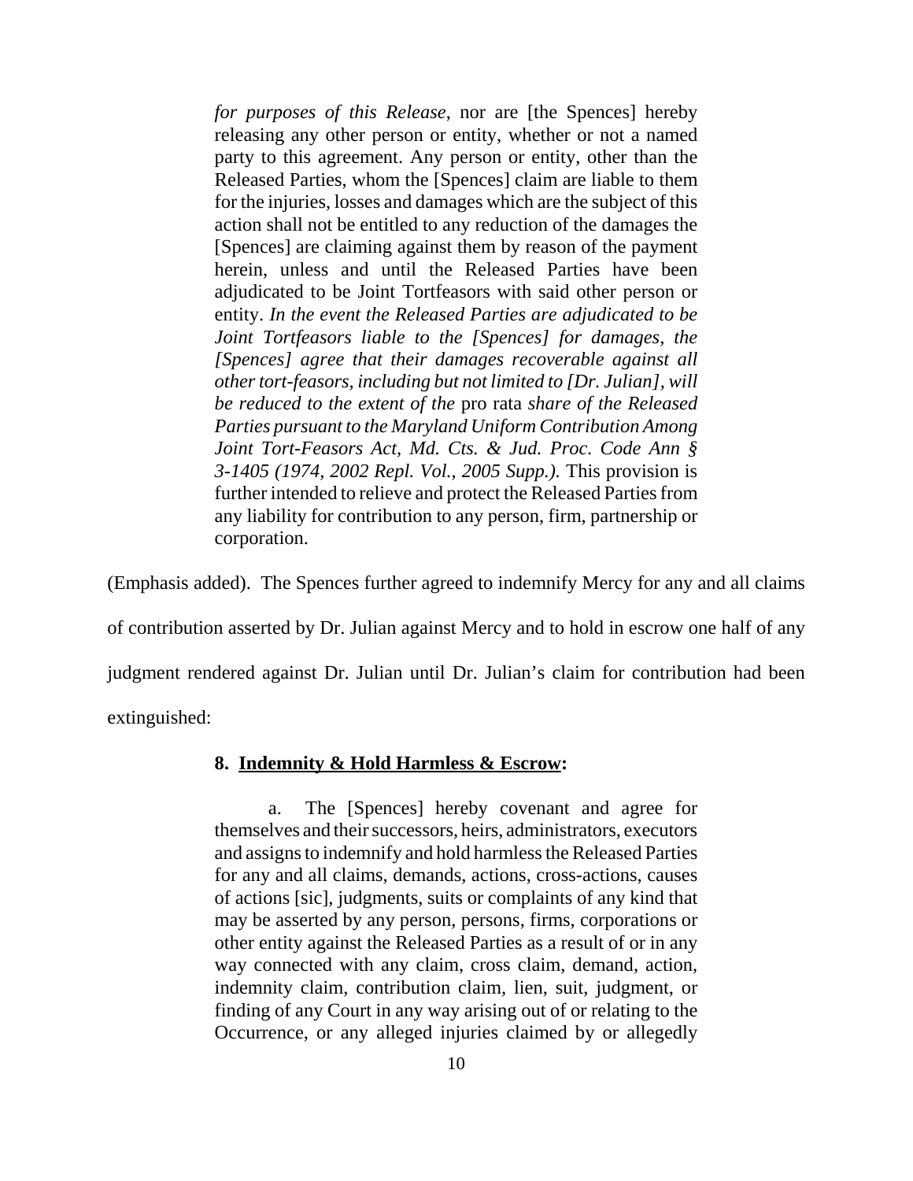> *for purposes of this Release*, nor are [the Spences] hereby releasing any other person or entity, whether or not a named party to this agreement. Any person or entity, other than the Released Parties, whom the [Spences] claim are liable to them for the injuries, losses and damages which are the subject of this action shall not be entitled to any reduction of the damages the [Spences] are claiming against them by reason of the payment herein, unless and until the Released Parties have been adjudicated to be Joint Tortfeasors with said other person or entity. *In the event the Released Parties are adjudicated to be Joint Tortfeasors liable to the [Spences] for damages, the [Spences] agree that their damages recoverable against all other tort-feasors, including but not limited to [Dr. Julian], will be reduced to the extent of the* pro rata *share of the Released Parties pursuant to the Maryland Uniform Contribution Among Joint Tort-Feasors Act, Md. Cts. & Jud. Proc. Code Ann § 3-1405 (1974, 2002 Repl. Vol., 2005 Supp.).* This provision is further intended to relieve and protect the Released Parties from any liability for contribution to any person, firm, partnership or corporation.

(Emphasis added). The Spences further agreed to indemnify Mercy for any and all claims of contribution asserted by Dr. Julian against Mercy and to hold in escrow one half of any judgment rendered against Dr. Julian until Dr. Julian's claim for contribution had been extinguished:

> **8. Indemnity & Hold Harmless & Escrow:**
>
> a. The [Spences] hereby covenant and agree for themselves and their successors, heirs, administrators, executors and assigns to indemnify and hold harmless the Released Parties for any and all claims, demands, actions, cross-actions, causes of actions [sic], judgments, suits or complaints of any kind that may be asserted by any person, persons, firms, corporations or other entity against the Released Parties as a result of or in any way connected with any claim, cross claim, demand, action, indemnity claim, contribution claim, lien, suit, judgment, or finding of any Court in any way arising out of or relating to the Occurrence, or any alleged injuries claimed by or allegedly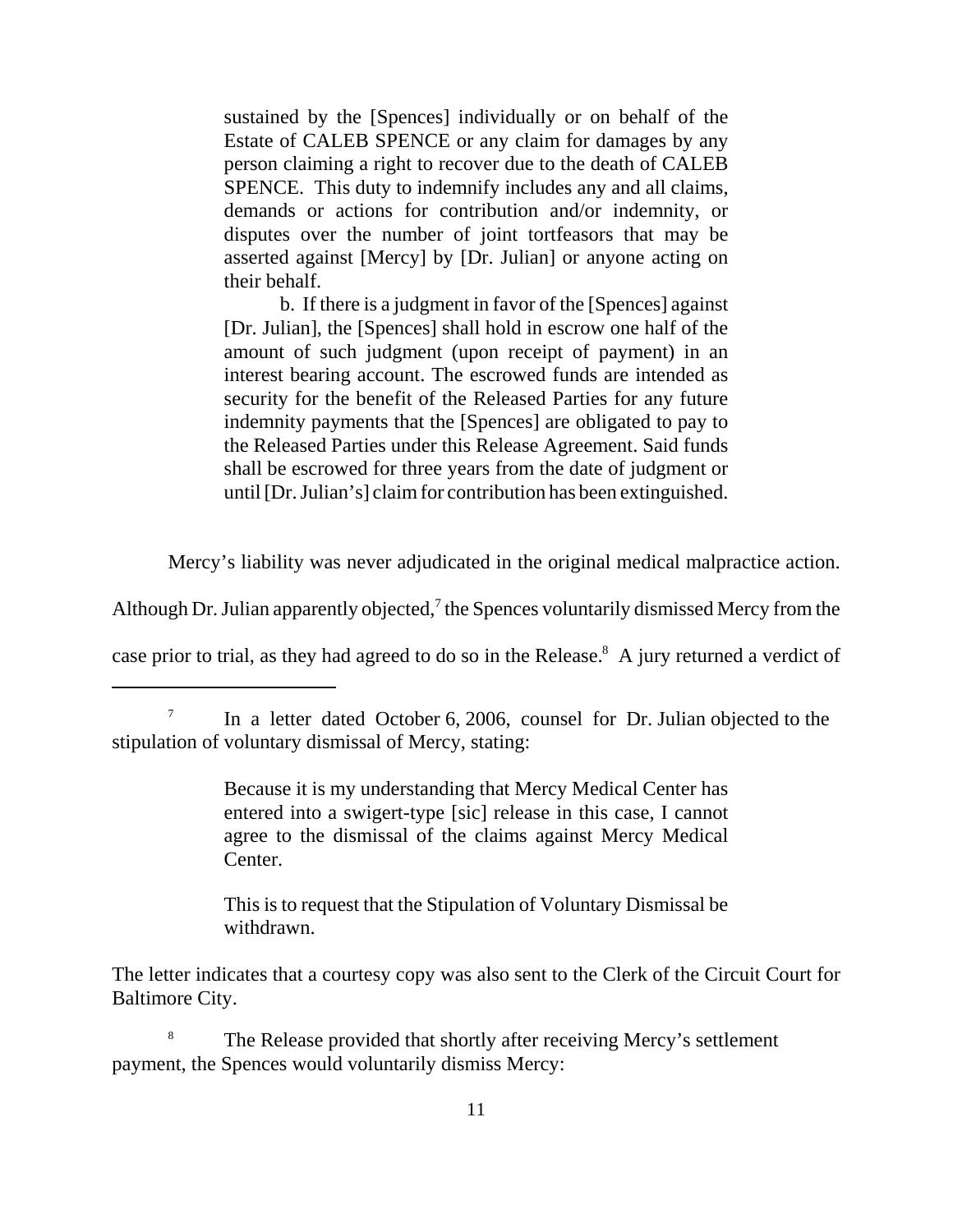> sustained by the [Spences] individually or on behalf of the Estate of CALEB SPENCE or any claim for damages by any person claiming a right to recover due to the death of CALEB SPENCE. This duty to indemnify includes any and all claims, demands or actions for contribution and/or indemnity, or disputes over the number of joint tortfeasors that may be asserted against [Mercy] by [Dr. Julian] or anyone acting on their behalf.
>
> b. If there is a judgment in favor of the [Spences] against [Dr. Julian], the [Spences] shall hold in escrow one half of the amount of such judgment (upon receipt of payment) in an interest bearing account. The escrowed funds are intended as security for the benefit of the Released Parties for any future indemnity payments that the [Spences] are obligated to pay to the Released Parties under this Release Agreement. Said funds shall be escrowed for three years from the date of judgment or until [Dr. Julian's] claim for contribution has been extinguished.

Mercy's liability was never adjudicated in the original medical malpractice action. Although Dr. Julian apparently objected,[7] the Spences voluntarily dismissed Mercy from the case prior to trial, as they had agreed to do so in the Release.[8] A jury returned a verdict of

---

[7] In a letter dated October 6, 2006, counsel for Dr. Julian objected to the stipulation of voluntary dismissal of Mercy, stating:

> Because it is my understanding that Mercy Medical Center has entered into a swigert-type [sic] release in this case, I cannot agree to the dismissal of the claims against Mercy Medical Center.
>
> This is to request that the Stipulation of Voluntary Dismissal be withdrawn.

The letter indicates that a courtesy copy was also sent to the Clerk of the Circuit Court for Baltimore City.

[8] The Release provided that shortly after receiving Mercy's settlement payment, the Spences would voluntarily dismiss Mercy: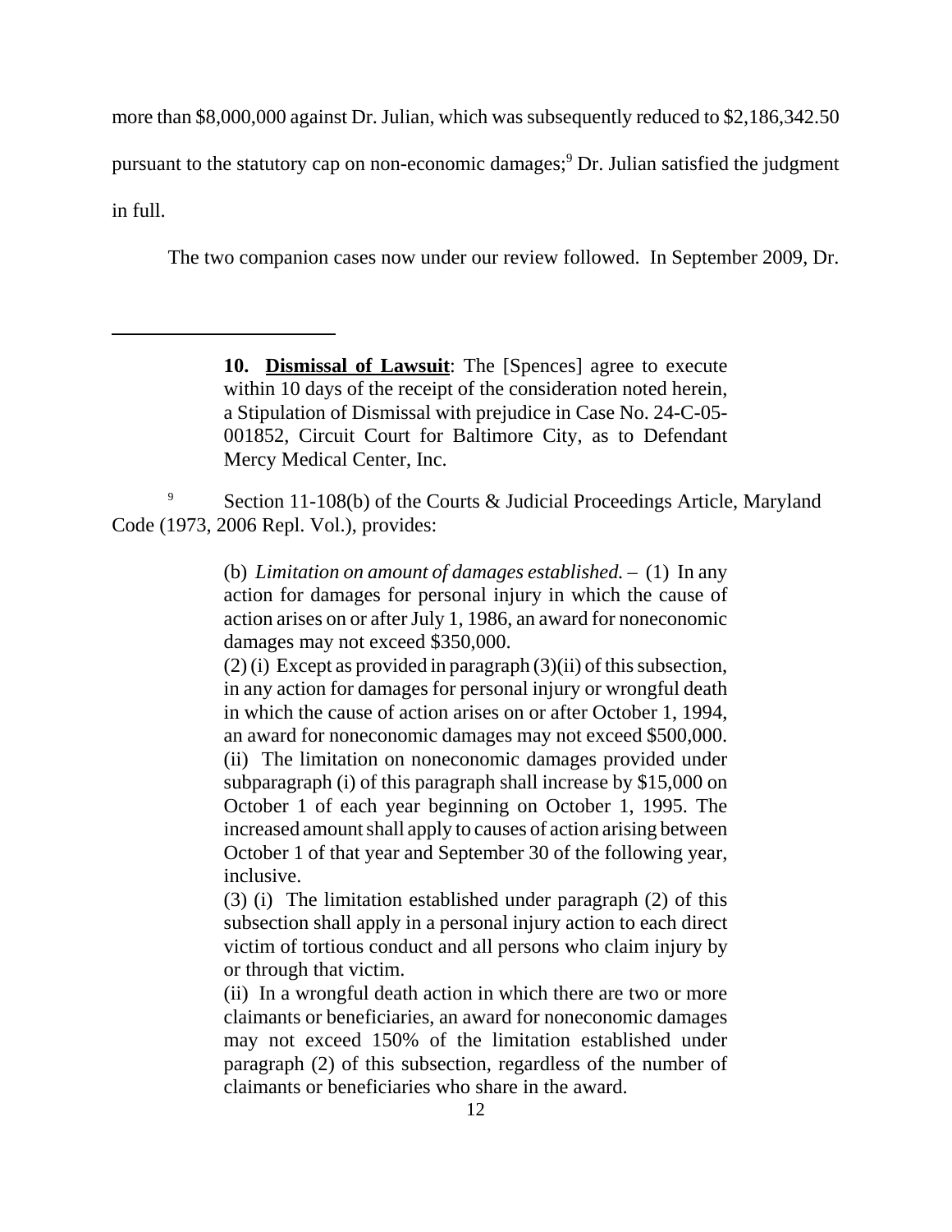more than $8,000,000 against Dr. Julian, which was subsequently reduced to $2,186,342.50 pursuant to the statutory cap on non-economic damages;[9] Dr. Julian satisfied the judgment in full.

The two companion cases now under our review followed. In September 2009, Dr.

---

> **10. Dismissal of Lawsuit**: The [Spences] agree to execute within 10 days of the receipt of the consideration noted herein, a Stipulation of Dismissal with prejudice in Case No. 24-C-05-001852, Circuit Court for Baltimore City, as to Defendant Mercy Medical Center, Inc.

[9] Section 11-108(b) of the Courts & Judicial Proceedings Article, Maryland Code (1973, 2006 Repl. Vol.), provides:

> (b) *Limitation on amount of damages established.* – (1) In any action for damages for personal injury in which the cause of action arises on or after July 1, 1986, an award for noneconomic damages may not exceed $350,000.
> (2) (i) Except as provided in paragraph (3)(ii) of this subsection, in any action for damages for personal injury or wrongful death in which the cause of action arises on or after October 1, 1994, an award for noneconomic damages may not exceed $500,000.
> (ii) The limitation on noneconomic damages provided under subparagraph (i) of this paragraph shall increase by $15,000 on October 1 of each year beginning on October 1, 1995. The increased amount shall apply to causes of action arising between October 1 of that year and September 30 of the following year, inclusive.
> (3) (i) The limitation established under paragraph (2) of this subsection shall apply in a personal injury action to each direct victim of tortious conduct and all persons who claim injury by or through that victim.
> (ii) In a wrongful death action in which there are two or more claimants or beneficiaries, an award for noneconomic damages may not exceed 150% of the limitation established under paragraph (2) of this subsection, regardless of the number of claimants or beneficiaries who share in the award.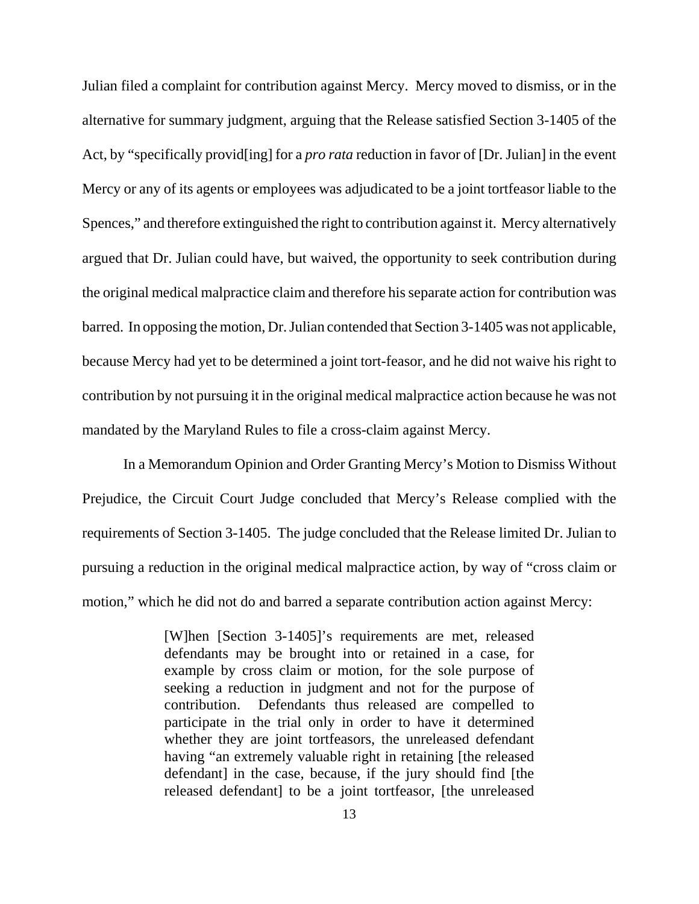Julian filed a complaint for contribution against Mercy. Mercy moved to dismiss, or in the alternative for summary judgment, arguing that the Release satisfied Section 3-1405 of the Act, by "specifically provid[ing] for a *pro rata* reduction in favor of [Dr. Julian] in the event Mercy or any of its agents or employees was adjudicated to be a joint tortfeasor liable to the Spences," and therefore extinguished the right to contribution against it. Mercy alternatively argued that Dr. Julian could have, but waived, the opportunity to seek contribution during the original medical malpractice claim and therefore his separate action for contribution was barred. In opposing the motion, Dr. Julian contended that Section 3-1405 was not applicable, because Mercy had yet to be determined a joint tort-feasor, and he did not waive his right to contribution by not pursuing it in the original medical malpractice action because he was not mandated by the Maryland Rules to file a cross-claim against Mercy.

In a Memorandum Opinion and Order Granting Mercy's Motion to Dismiss Without Prejudice, the Circuit Court Judge concluded that Mercy's Release complied with the requirements of Section 3-1405. The judge concluded that the Release limited Dr. Julian to pursuing a reduction in the original medical malpractice action, by way of "cross claim or motion," which he did not do and barred a separate contribution action against Mercy:

> [W]hen [Section 3-1405]'s requirements are met, released defendants may be brought into or retained in a case, for example by cross claim or motion, for the sole purpose of seeking a reduction in judgment and not for the purpose of contribution. Defendants thus released are compelled to participate in the trial only in order to have it determined whether they are joint tortfeasors, the unreleased defendant having "an extremely valuable right in retaining [the released defendant] in the case, because, if the jury should find [the released defendant] to be a joint tortfeasor, [the unreleased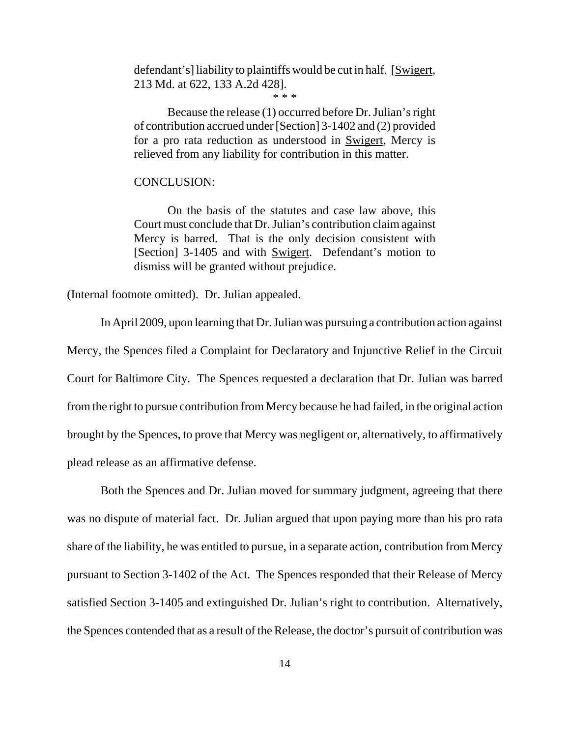> defendant's] liability to plaintiffs would be cut in half. [Swigert, 213 Md. at 622, 133 A.2d 428].
>
> \* \* \*
>
> Because the release (1) occurred before Dr. Julian's right of contribution accrued under [Section] 3-1402 and (2) provided for a pro rata reduction as understood in Swigert, Mercy is relieved from any liability for contribution in this matter.
>
> CONCLUSION:
>
> On the basis of the statutes and case law above, this Court must conclude that Dr. Julian's contribution claim against Mercy is barred. That is the only decision consistent with [Section] 3-1405 and with Swigert. Defendant's motion to dismiss will be granted without prejudice.

(Internal footnote omitted). Dr. Julian appealed.

In April 2009, upon learning that Dr. Julian was pursuing a contribution action against Mercy, the Spences filed a Complaint for Declaratory and Injunctive Relief in the Circuit Court for Baltimore City. The Spences requested a declaration that Dr. Julian was barred from the right to pursue contribution from Mercy because he had failed, in the original action brought by the Spences, to prove that Mercy was negligent or, alternatively, to affirmatively plead release as an affirmative defense.

Both the Spences and Dr. Julian moved for summary judgment, agreeing that there was no dispute of material fact. Dr. Julian argued that upon paying more than his pro rata share of the liability, he was entitled to pursue, in a separate action, contribution from Mercy pursuant to Section 3-1402 of the Act. The Spences responded that their Release of Mercy satisfied Section 3-1405 and extinguished Dr. Julian's right to contribution. Alternatively, the Spences contended that as a result of the Release, the doctor's pursuit of contribution was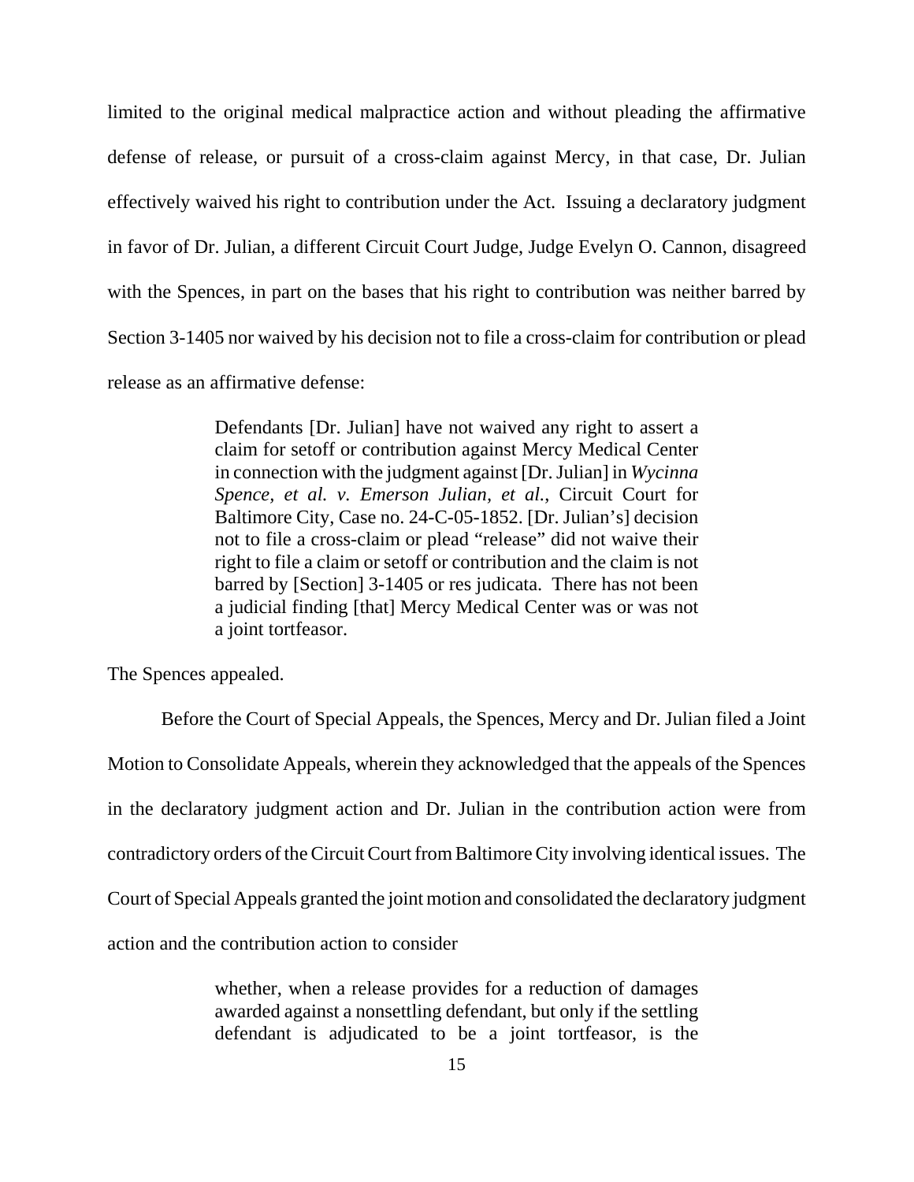limited to the original medical malpractice action and without pleading the affirmative defense of release, or pursuit of a cross-claim against Mercy, in that case, Dr. Julian effectively waived his right to contribution under the Act. Issuing a declaratory judgment in favor of Dr. Julian, a different Circuit Court Judge, Judge Evelyn O. Cannon, disagreed with the Spences, in part on the bases that his right to contribution was neither barred by Section 3-1405 nor waived by his decision not to file a cross-claim for contribution or plead release as an affirmative defense:

> Defendants [Dr. Julian] have not waived any right to assert a claim for setoff or contribution against Mercy Medical Center in connection with the judgment against [Dr. Julian] in *Wycinna Spence, et al. v. Emerson Julian, et al.*, Circuit Court for Baltimore City, Case no. 24-C-05-1852. [Dr. Julian's] decision not to file a cross-claim or plead "release" did not waive their right to file a claim or setoff or contribution and the claim is not barred by [Section] 3-1405 or res judicata. There has not been a judicial finding [that] Mercy Medical Center was or was not a joint tortfeasor.

The Spences appealed.

Before the Court of Special Appeals, the Spences, Mercy and Dr. Julian filed a Joint Motion to Consolidate Appeals, wherein they acknowledged that the appeals of the Spences in the declaratory judgment action and Dr. Julian in the contribution action were from contradictory orders of the Circuit Court from Baltimore City involving identical issues. The Court of Special Appeals granted the joint motion and consolidated the declaratory judgment action and the contribution action to consider

> whether, when a release provides for a reduction of damages awarded against a nonsettling defendant, but only if the settling defendant is adjudicated to be a joint tortfeasor, is the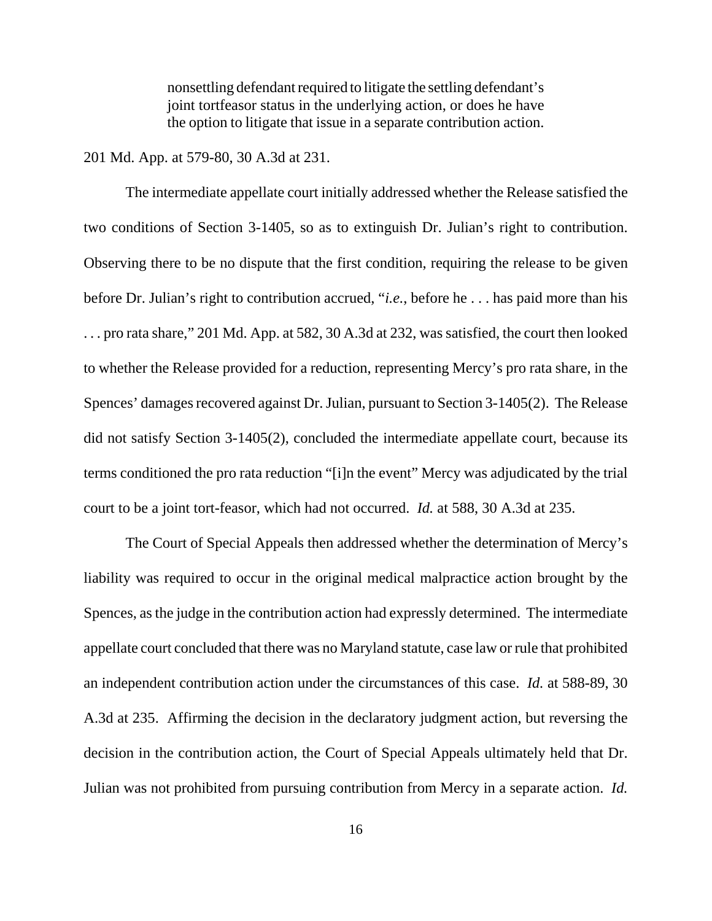> nonsettling defendant required to litigate the settling defendant's joint tortfeasor status in the underlying action, or does he have the option to litigate that issue in a separate contribution action.

201 Md. App. at 579-80, 30 A.3d at 231.

The intermediate appellate court initially addressed whether the Release satisfied the two conditions of Section 3-1405, so as to extinguish Dr. Julian's right to contribution. Observing there to be no dispute that the first condition, requiring the release to be given before Dr. Julian's right to contribution accrued, "*i.e.*, before he . . . has paid more than his . . . pro rata share," 201 Md. App. at 582, 30 A.3d at 232, was satisfied, the court then looked to whether the Release provided for a reduction, representing Mercy's pro rata share, in the Spences' damages recovered against Dr. Julian, pursuant to Section 3-1405(2). The Release did not satisfy Section 3-1405(2), concluded the intermediate appellate court, because its terms conditioned the pro rata reduction "[i]n the event" Mercy was adjudicated by the trial court to be a joint tort-feasor, which had not occurred. *Id.* at 588, 30 A.3d at 235.

The Court of Special Appeals then addressed whether the determination of Mercy's liability was required to occur in the original medical malpractice action brought by the Spences, as the judge in the contribution action had expressly determined. The intermediate appellate court concluded that there was no Maryland statute, case law or rule that prohibited an independent contribution action under the circumstances of this case. *Id.* at 588-89, 30 A.3d at 235. Affirming the decision in the declaratory judgment action, but reversing the decision in the contribution action, the Court of Special Appeals ultimately held that Dr. Julian was not prohibited from pursuing contribution from Mercy in a separate action. *Id.*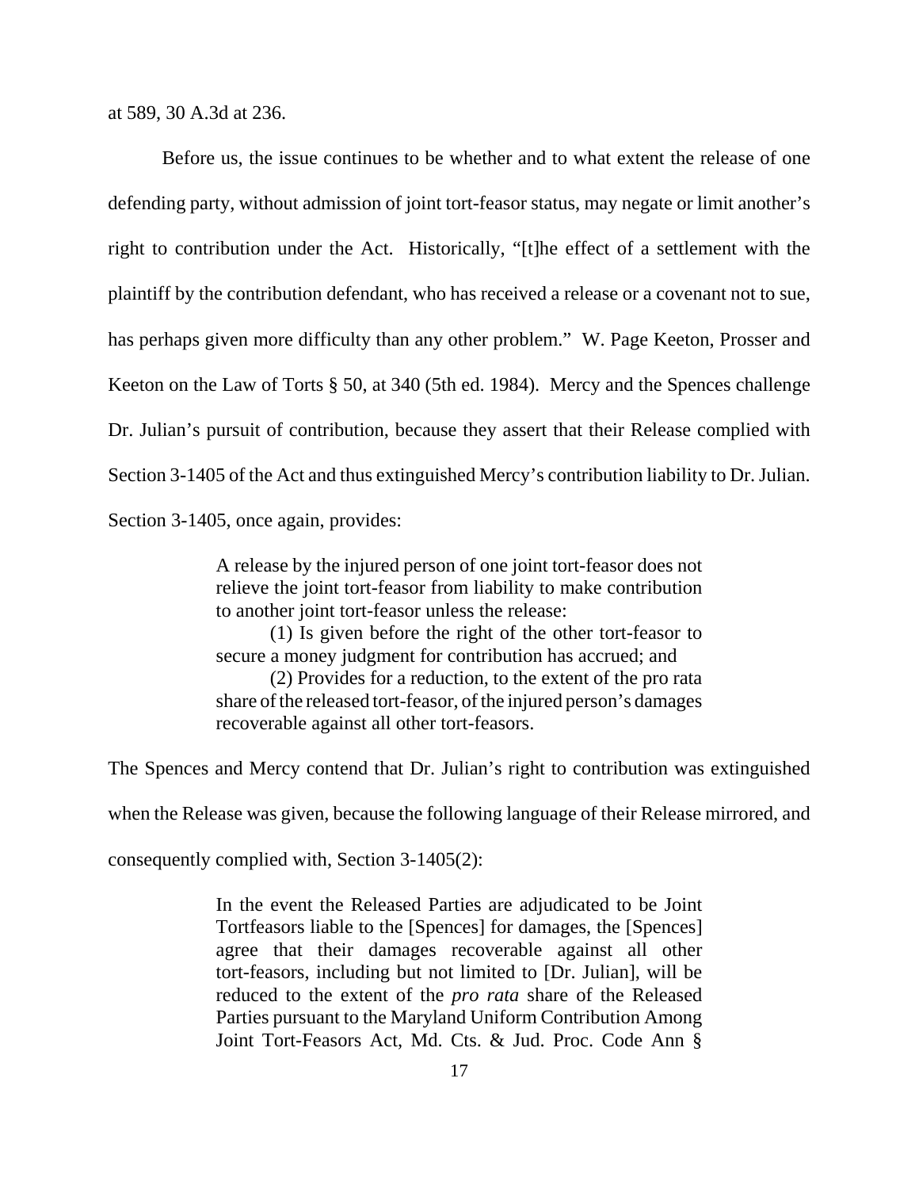at 589, 30 A.3d at 236.

Before us, the issue continues to be whether and to what extent the release of one defending party, without admission of joint tort-feasor status, may negate or limit another's right to contribution under the Act. Historically, "[t]he effect of a settlement with the plaintiff by the contribution defendant, who has received a release or a covenant not to sue, has perhaps given more difficulty than any other problem." W. Page Keeton, Prosser and Keeton on the Law of Torts § 50, at 340 (5th ed. 1984). Mercy and the Spences challenge Dr. Julian's pursuit of contribution, because they assert that their Release complied with Section 3-1405 of the Act and thus extinguished Mercy's contribution liability to Dr. Julian. Section 3-1405, once again, provides:

> A release by the injured person of one joint tort-feasor does not relieve the joint tort-feasor from liability to make contribution to another joint tort-feasor unless the release:
>
> (1) Is given before the right of the other tort-feasor to secure a money judgment for contribution has accrued; and
>
> (2) Provides for a reduction, to the extent of the pro rata share of the released tort-feasor, of the injured person's damages recoverable against all other tort-feasors.

The Spences and Mercy contend that Dr. Julian's right to contribution was extinguished when the Release was given, because the following language of their Release mirrored, and consequently complied with, Section 3-1405(2):

> In the event the Released Parties are adjudicated to be Joint Tortfeasors liable to the [Spences] for damages, the [Spences] agree that their damages recoverable against all other tort-feasors, including but not limited to [Dr. Julian], will be reduced to the extent of the *pro rata* share of the Released Parties pursuant to the Maryland Uniform Contribution Among Joint Tort-Feasors Act, Md. Cts. & Jud. Proc. Code Ann §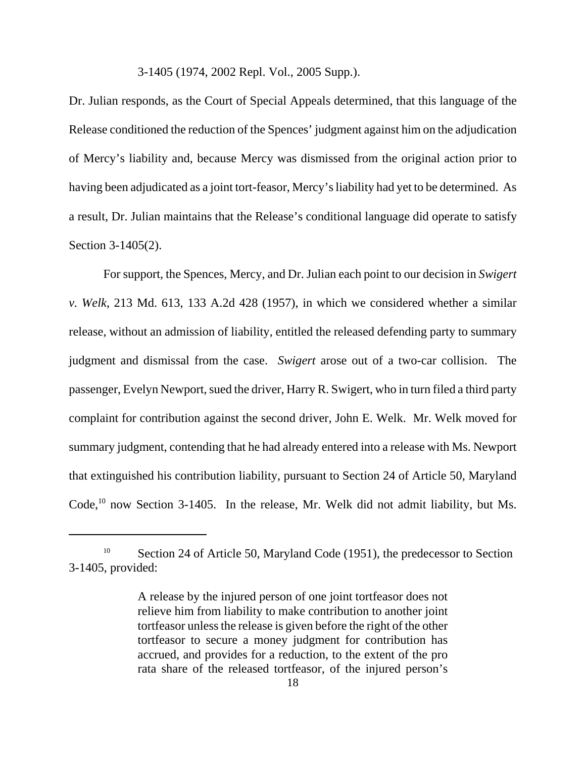3-1405 (1974, 2002 Repl. Vol., 2005 Supp.).

Dr. Julian responds, as the Court of Special Appeals determined, that this language of the Release conditioned the reduction of the Spences' judgment against him on the adjudication of Mercy's liability and, because Mercy was dismissed from the original action prior to having been adjudicated as a joint tort-feasor, Mercy's liability had yet to be determined. As a result, Dr. Julian maintains that the Release's conditional language did operate to satisfy Section 3-1405(2).

For support, the Spences, Mercy, and Dr. Julian each point to our decision in *Swigert v. Welk*, 213 Md. 613, 133 A.2d 428 (1957), in which we considered whether a similar release, without an admission of liability, entitled the released defending party to summary judgment and dismissal from the case. *Swigert* arose out of a two-car collision. The passenger, Evelyn Newport, sued the driver, Harry R. Swigert, who in turn filed a third party complaint for contribution against the second driver, John E. Welk. Mr. Welk moved for summary judgment, contending that he had already entered into a release with Ms. Newport that extinguished his contribution liability, pursuant to Section 24 of Article 50, Maryland Code,[10] now Section 3-1405. In the release, Mr. Welk did not admit liability, but Ms.

---

[10] Section 24 of Article 50, Maryland Code (1951), the predecessor to Section 3-1405, provided:

> A release by the injured person of one joint tortfeasor does not relieve him from liability to make contribution to another joint tortfeasor unless the release is given before the right of the other tortfeasor to secure a money judgment for contribution has accrued, and provides for a reduction, to the extent of the pro rata share of the released tortfeasor, of the injured person's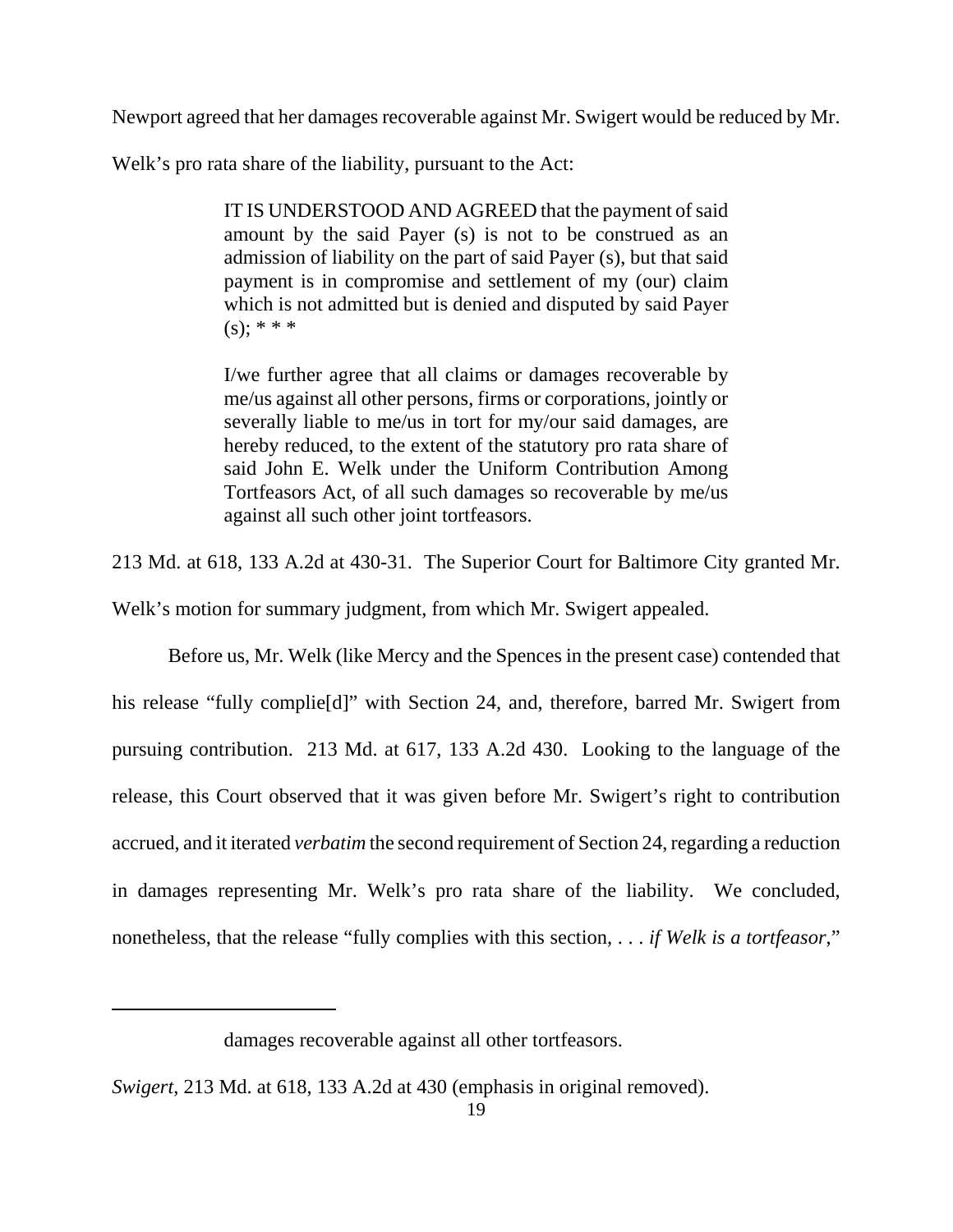Newport agreed that her damages recoverable against Mr. Swigert would be reduced by Mr. Welk's pro rata share of the liability, pursuant to the Act:

> IT IS UNDERSTOOD AND AGREED that the payment of said amount by the said Payer (s) is not to be construed as an admission of liability on the part of said Payer (s), but that said payment is in compromise and settlement of my (our) claim which is not admitted but is denied and disputed by said Payer (s); * * *
>
> I/we further agree that all claims or damages recoverable by me/us against all other persons, firms or corporations, jointly or severally liable to me/us in tort for my/our said damages, are hereby reduced, to the extent of the statutory pro rata share of said John E. Welk under the Uniform Contribution Among Tortfeasors Act, of all such damages so recoverable by me/us against all such other joint tortfeasors.

213 Md. at 618, 133 A.2d at 430-31. The Superior Court for Baltimore City granted Mr. Welk's motion for summary judgment, from which Mr. Swigert appealed.

Before us, Mr. Welk (like Mercy and the Spences in the present case) contended that his release "fully complie[d]" with Section 24, and, therefore, barred Mr. Swigert from pursuing contribution. 213 Md. at 617, 133 A.2d 430. Looking to the language of the release, this Court observed that it was given before Mr. Swigert's right to contribution accrued, and it iterated *verbatim* the second requirement of Section 24, regarding a reduction in damages representing Mr. Welk's pro rata share of the liability. We concluded, nonetheless, that the release "fully complies with this section, . . . *if Welk is a tortfeasor*,"

---

damages recoverable against all other tortfeasors.

*Swigert*, 213 Md. at 618, 133 A.2d at 430 (emphasis in original removed).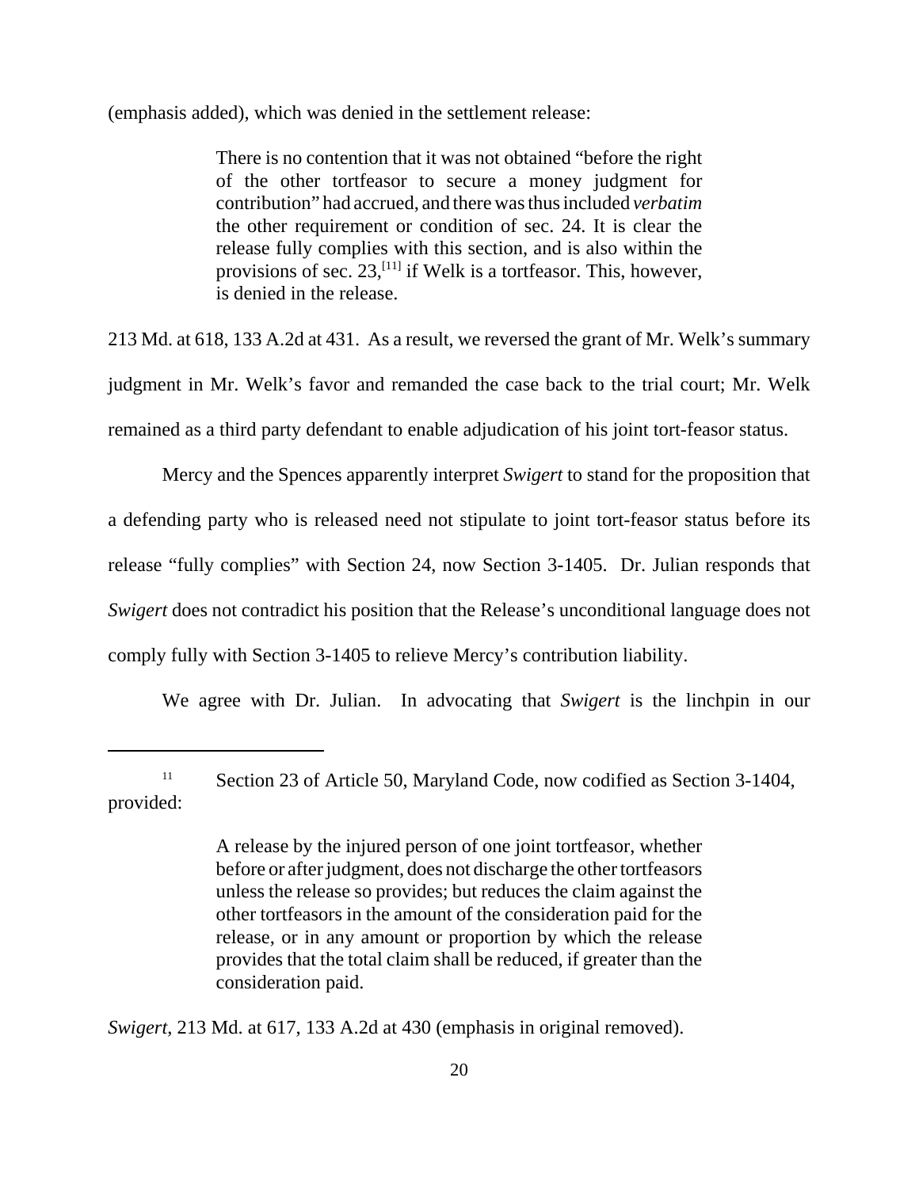(emphasis added), which was denied in the settlement release:

> There is no contention that it was not obtained "before the right of the other tortfeasor to secure a money judgment for contribution" had accrued, and there was thus included *verbatim* the other requirement or condition of sec. 24. It is clear the release fully complies with this section, and is also within the provisions of sec. 23,[11] if Welk is a tortfeasor. This, however, is denied in the release.

213 Md. at 618, 133 A.2d at 431. As a result, we reversed the grant of Mr. Welk's summary judgment in Mr. Welk's favor and remanded the case back to the trial court; Mr. Welk remained as a third party defendant to enable adjudication of his joint tort-feasor status.

Mercy and the Spences apparently interpret *Swigert* to stand for the proposition that a defending party who is released need not stipulate to joint tort-feasor status before its release "fully complies" with Section 24, now Section 3-1405. Dr. Julian responds that *Swigert* does not contradict his position that the Release's unconditional language does not comply fully with Section 3-1405 to relieve Mercy's contribution liability.

We agree with Dr. Julian. In advocating that *Swigert* is the linchpin in our

---

[11] Section 23 of Article 50, Maryland Code, now codified as Section 3-1404, provided:

> A release by the injured person of one joint tortfeasor, whether before or after judgment, does not discharge the other tortfeasors unless the release so provides; but reduces the claim against the other tortfeasors in the amount of the consideration paid for the release, or in any amount or proportion by which the release provides that the total claim shall be reduced, if greater than the consideration paid.

*Swigert*, 213 Md. at 617, 133 A.2d at 430 (emphasis in original removed).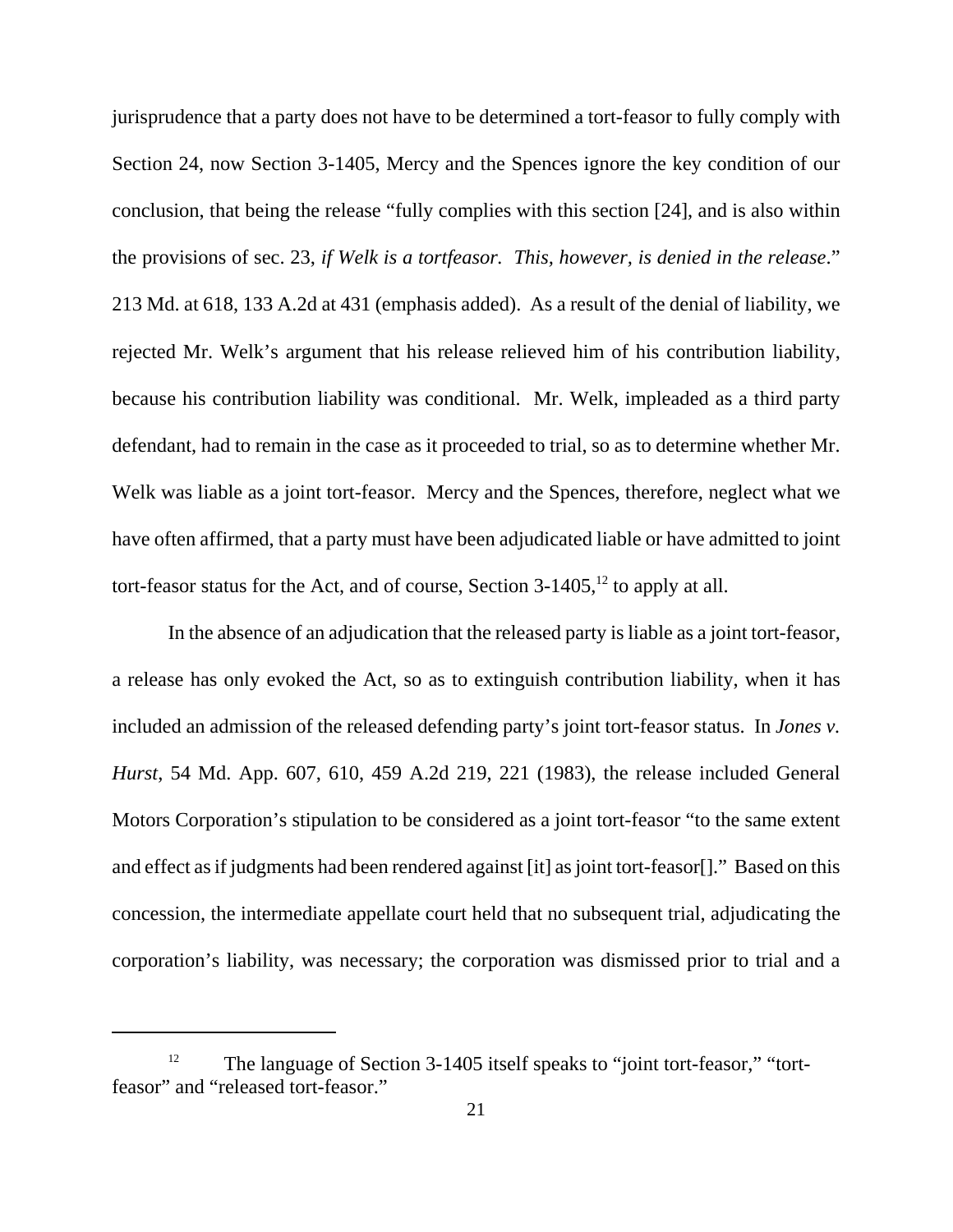jurisprudence that a party does not have to be determined a tort-feasor to fully comply with Section 24, now Section 3-1405, Mercy and the Spences ignore the key condition of our conclusion, that being the release "fully complies with this section [24], and is also within the provisions of sec. 23, *if Welk is a tortfeasor. This, however, is denied in the release*." 213 Md. at 618, 133 A.2d at 431 (emphasis added). As a result of the denial of liability, we rejected Mr. Welk's argument that his release relieved him of his contribution liability, because his contribution liability was conditional. Mr. Welk, impleaded as a third party defendant, had to remain in the case as it proceeded to trial, so as to determine whether Mr. Welk was liable as a joint tort-feasor. Mercy and the Spences, therefore, neglect what we have often affirmed, that a party must have been adjudicated liable or have admitted to joint tort-feasor status for the Act, and of course, Section 3-1405,[12] to apply at all.

In the absence of an adjudication that the released party is liable as a joint tort-feasor, a release has only evoked the Act, so as to extinguish contribution liability, when it has included an admission of the released defending party's joint tort-feasor status. In *Jones v. Hurst*, 54 Md. App. 607, 610, 459 A.2d 219, 221 (1983), the release included General Motors Corporation's stipulation to be considered as a joint tort-feasor "to the same extent and effect as if judgments had been rendered against [it] as joint tort-feasor[]." Based on this concession, the intermediate appellate court held that no subsequent trial, adjudicating the corporation's liability, was necessary; the corporation was dismissed prior to trial and a

[12] The language of Section 3-1405 itself speaks to "joint tort-feasor," "tort-feasor" and "released tort-feasor."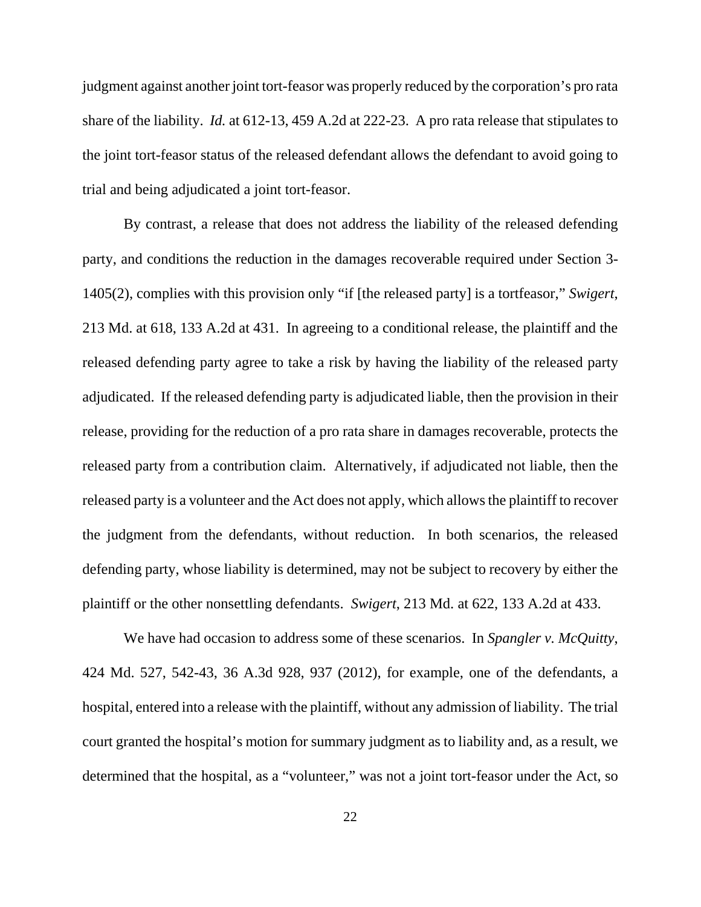judgment against another joint tort-feasor was properly reduced by the corporation's pro rata share of the liability. *Id.* at 612-13, 459 A.2d at 222-23. A pro rata release that stipulates to the joint tort-feasor status of the released defendant allows the defendant to avoid going to trial and being adjudicated a joint tort-feasor.

By contrast, a release that does not address the liability of the released defending party, and conditions the reduction in the damages recoverable required under Section 3-1405(2), complies with this provision only "if [the released party] is a tortfeasor," *Swigert*, 213 Md. at 618, 133 A.2d at 431. In agreeing to a conditional release, the plaintiff and the released defending party agree to take a risk by having the liability of the released party adjudicated. If the released defending party is adjudicated liable, then the provision in their release, providing for the reduction of a pro rata share in damages recoverable, protects the released party from a contribution claim. Alternatively, if adjudicated not liable, then the released party is a volunteer and the Act does not apply, which allows the plaintiff to recover the judgment from the defendants, without reduction. In both scenarios, the released defending party, whose liability is determined, may not be subject to recovery by either the plaintiff or the other nonsettling defendants. *Swigert*, 213 Md. at 622, 133 A.2d at 433.

We have had occasion to address some of these scenarios. In *Spangler v. McQuitty*, 424 Md. 527, 542-43, 36 A.3d 928, 937 (2012), for example, one of the defendants, a hospital, entered into a release with the plaintiff, without any admission of liability. The trial court granted the hospital's motion for summary judgment as to liability and, as a result, we determined that the hospital, as a "volunteer," was not a joint tort-feasor under the Act, so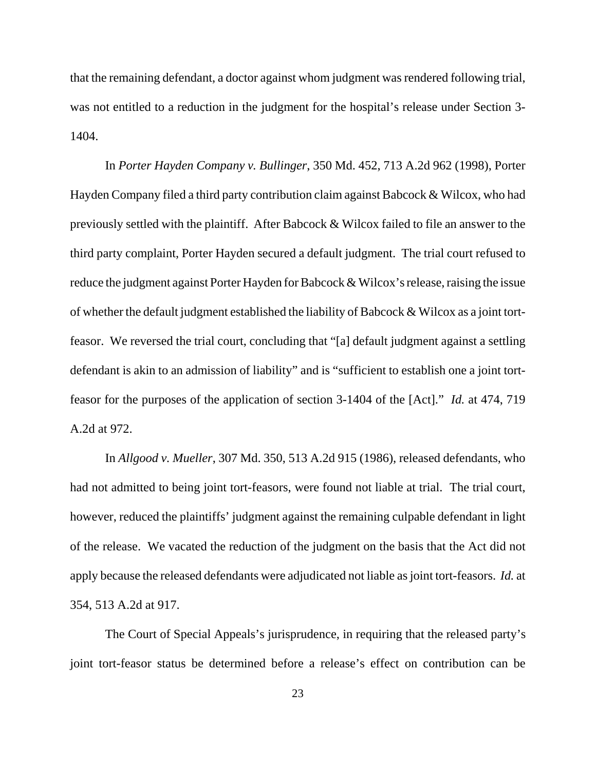that the remaining defendant, a doctor against whom judgment was rendered following trial, was not entitled to a reduction in the judgment for the hospital's release under Section 3-1404.

In *Porter Hayden Company v. Bullinger*, 350 Md. 452, 713 A.2d 962 (1998), Porter Hayden Company filed a third party contribution claim against Babcock & Wilcox, who had previously settled with the plaintiff. After Babcock & Wilcox failed to file an answer to the third party complaint, Porter Hayden secured a default judgment. The trial court refused to reduce the judgment against Porter Hayden for Babcock & Wilcox's release, raising the issue of whether the default judgment established the liability of Babcock & Wilcox as a joint tort-feasor. We reversed the trial court, concluding that "[a] default judgment against a settling defendant is akin to an admission of liability" and is "sufficient to establish one a joint tort-feasor for the purposes of the application of section 3-1404 of the [Act]." *Id.* at 474, 719 A.2d at 972.

In *Allgood v. Mueller*, 307 Md. 350, 513 A.2d 915 (1986), released defendants, who had not admitted to being joint tort-feasors, were found not liable at trial. The trial court, however, reduced the plaintiffs' judgment against the remaining culpable defendant in light of the release. We vacated the reduction of the judgment on the basis that the Act did not apply because the released defendants were adjudicated not liable as joint tort-feasors. *Id.* at 354, 513 A.2d at 917.

The Court of Special Appeals's jurisprudence, in requiring that the released party's joint tort-feasor status be determined before a release's effect on contribution can be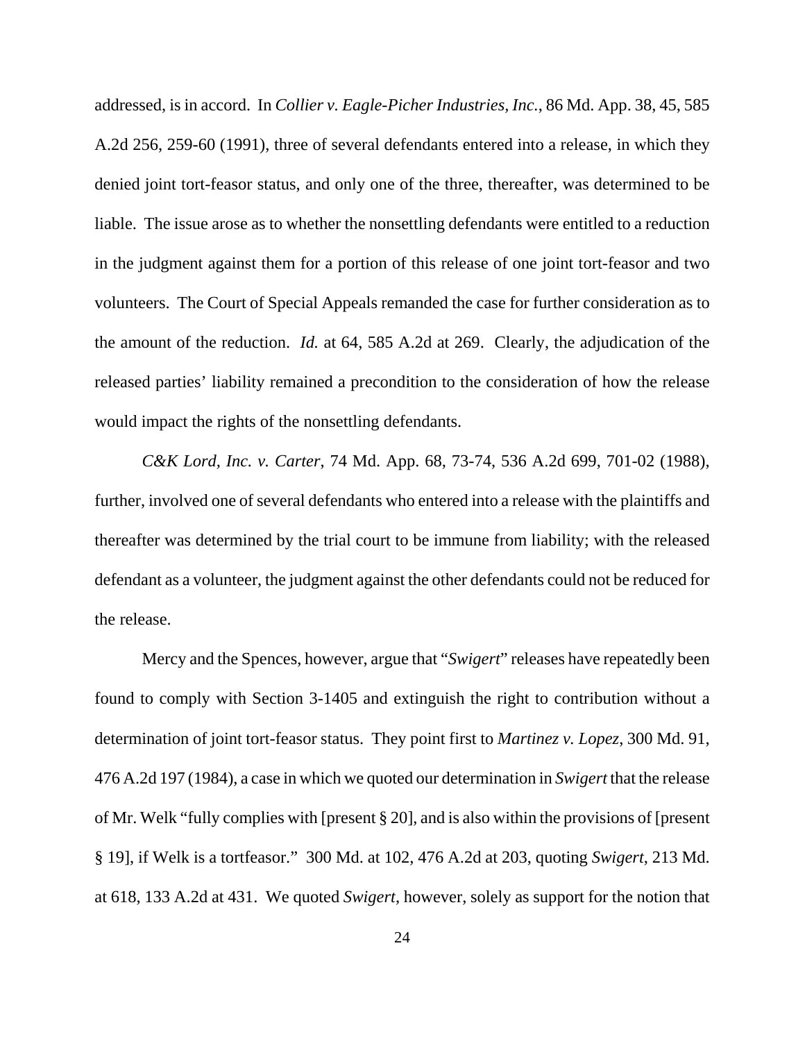addressed, is in accord. In *Collier v. Eagle-Picher Industries, Inc.*, 86 Md. App. 38, 45, 585 A.2d 256, 259-60 (1991), three of several defendants entered into a release, in which they denied joint tort-feasor status, and only one of the three, thereafter, was determined to be liable. The issue arose as to whether the nonsettling defendants were entitled to a reduction in the judgment against them for a portion of this release of one joint tort-feasor and two volunteers. The Court of Special Appeals remanded the case for further consideration as to the amount of the reduction. *Id.* at 64, 585 A.2d at 269. Clearly, the adjudication of the released parties' liability remained a precondition to the consideration of how the release would impact the rights of the nonsettling defendants.

*C&K Lord, Inc. v. Carter*, 74 Md. App. 68, 73-74, 536 A.2d 699, 701-02 (1988), further, involved one of several defendants who entered into a release with the plaintiffs and thereafter was determined by the trial court to be immune from liability; with the released defendant as a volunteer, the judgment against the other defendants could not be reduced for the release.

Mercy and the Spences, however, argue that "*Swigert*" releases have repeatedly been found to comply with Section 3-1405 and extinguish the right to contribution without a determination of joint tort-feasor status. They point first to *Martinez v. Lopez*, 300 Md. 91, 476 A.2d 197 (1984), a case in which we quoted our determination in *Swigert* that the release of Mr. Welk "fully complies with [present § 20], and is also within the provisions of [present § 19], if Welk is a tortfeasor." 300 Md. at 102, 476 A.2d at 203, quoting *Swigert*, 213 Md. at 618, 133 A.2d at 431. We quoted *Swigert*, however, solely as support for the notion that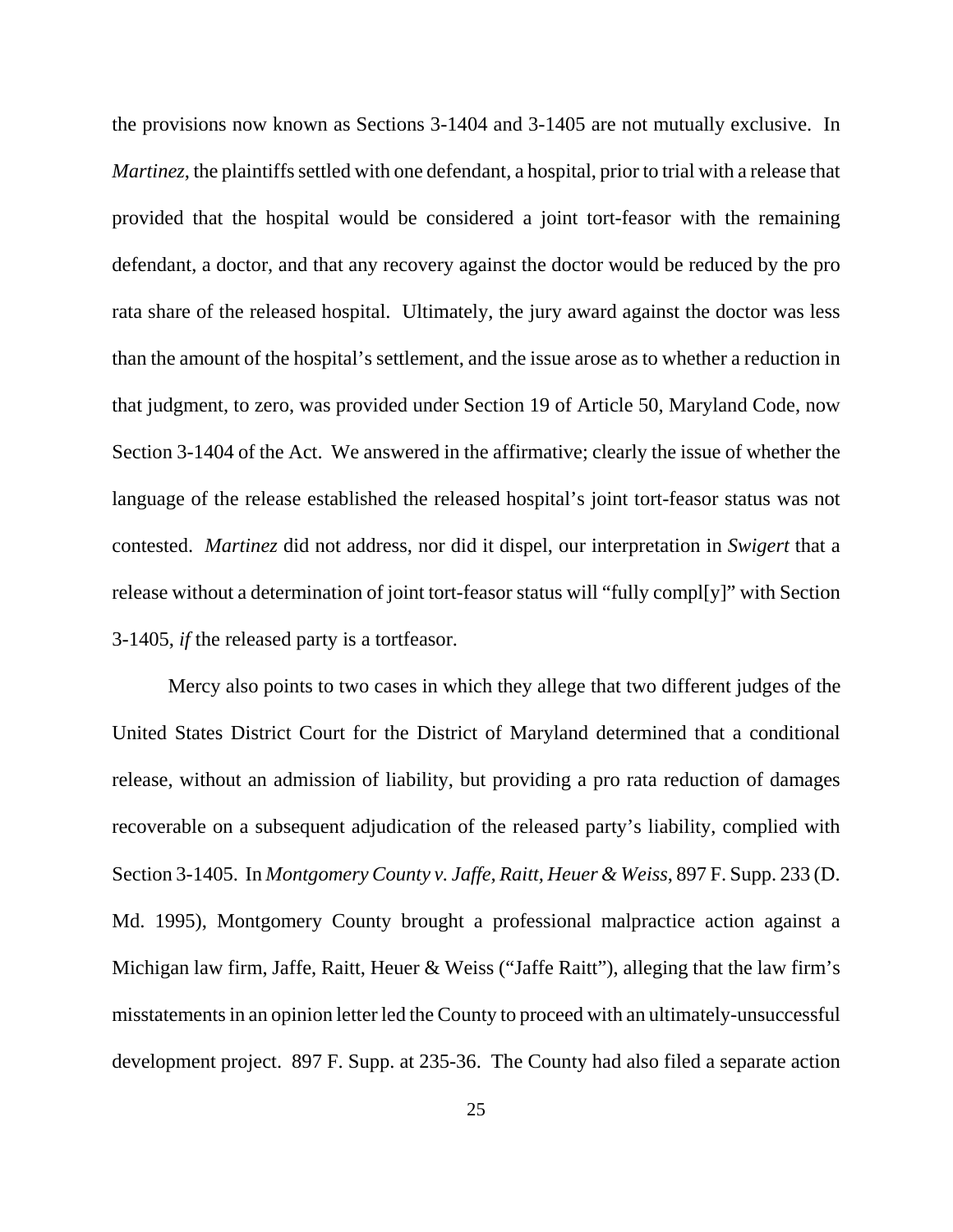the provisions now known as Sections 3-1404 and 3-1405 are not mutually exclusive. In *Martinez*, the plaintiffs settled with one defendant, a hospital, prior to trial with a release that provided that the hospital would be considered a joint tort-feasor with the remaining defendant, a doctor, and that any recovery against the doctor would be reduced by the pro rata share of the released hospital. Ultimately, the jury award against the doctor was less than the amount of the hospital's settlement, and the issue arose as to whether a reduction in that judgment, to zero, was provided under Section 19 of Article 50, Maryland Code, now Section 3-1404 of the Act. We answered in the affirmative; clearly the issue of whether the language of the release established the released hospital's joint tort-feasor status was not contested. *Martinez* did not address, nor did it dispel, our interpretation in *Swigert* that a release without a determination of joint tort-feasor status will "fully compl[y]" with Section 3-1405, *if* the released party is a tortfeasor.

Mercy also points to two cases in which they allege that two different judges of the United States District Court for the District of Maryland determined that a conditional release, without an admission of liability, but providing a pro rata reduction of damages recoverable on a subsequent adjudication of the released party's liability, complied with Section 3-1405. In *Montgomery County v. Jaffe, Raitt, Heuer & Weiss*, 897 F. Supp. 233 (D. Md. 1995), Montgomery County brought a professional malpractice action against a Michigan law firm, Jaffe, Raitt, Heuer & Weiss ("Jaffe Raitt"), alleging that the law firm's misstatements in an opinion letter led the County to proceed with an ultimately-unsuccessful development project. 897 F. Supp. at 235-36. The County had also filed a separate action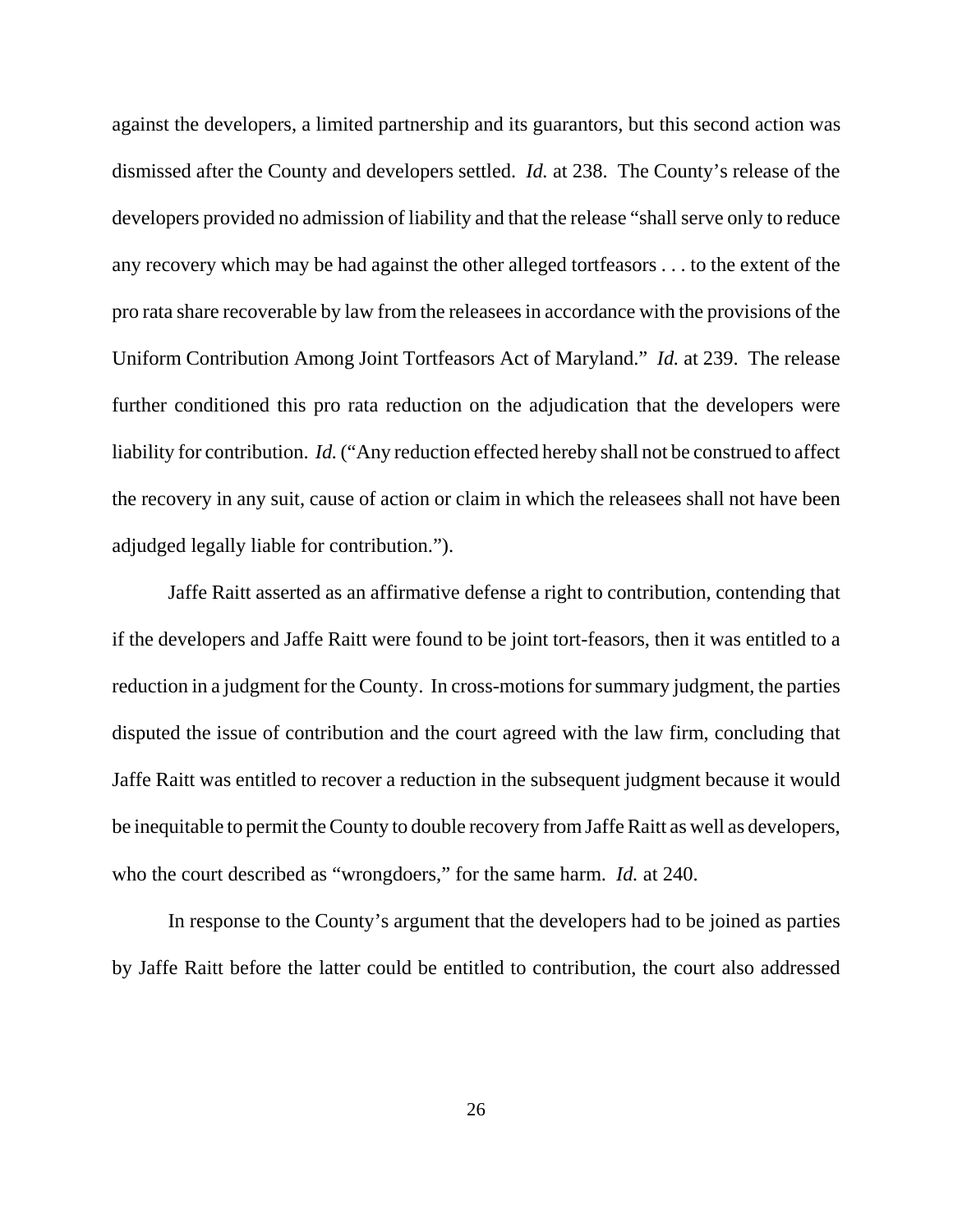against the developers, a limited partnership and its guarantors, but this second action was dismissed after the County and developers settled. *Id.* at 238. The County's release of the developers provided no admission of liability and that the release "shall serve only to reduce any recovery which may be had against the other alleged tortfeasors . . . to the extent of the pro rata share recoverable by law from the releasees in accordance with the provisions of the Uniform Contribution Among Joint Tortfeasors Act of Maryland." *Id.* at 239. The release further conditioned this pro rata reduction on the adjudication that the developers were liability for contribution. *Id.* ("Any reduction effected hereby shall not be construed to affect the recovery in any suit, cause of action or claim in which the releasees shall not have been adjudged legally liable for contribution.").

Jaffe Raitt asserted as an affirmative defense a right to contribution, contending that if the developers and Jaffe Raitt were found to be joint tort-feasors, then it was entitled to a reduction in a judgment for the County. In cross-motions for summary judgment, the parties disputed the issue of contribution and the court agreed with the law firm, concluding that Jaffe Raitt was entitled to recover a reduction in the subsequent judgment because it would be inequitable to permit the County to double recovery from Jaffe Raitt as well as developers, who the court described as "wrongdoers," for the same harm. *Id.* at 240.

In response to the County's argument that the developers had to be joined as parties by Jaffe Raitt before the latter could be entitled to contribution, the court also addressed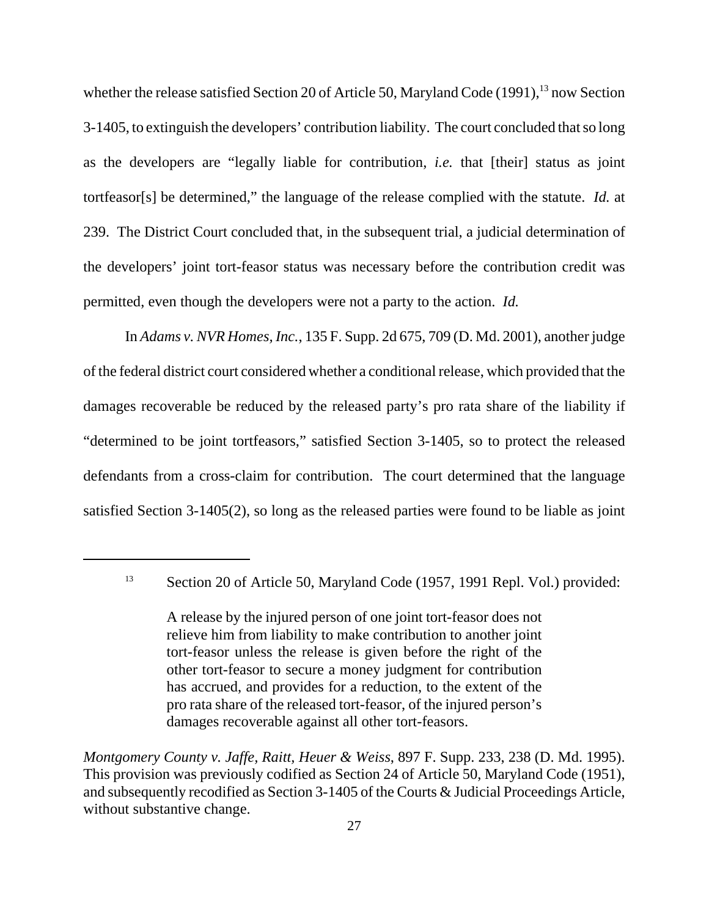whether the release satisfied Section 20 of Article 50, Maryland Code (1991),[13] now Section 3-1405, to extinguish the developers' contribution liability. The court concluded that so long as the developers are "legally liable for contribution, *i.e.* that [their] status as joint tortfeasor[s] be determined," the language of the release complied with the statute. *Id.* at 239. The District Court concluded that, in the subsequent trial, a judicial determination of the developers' joint tort-feasor status was necessary before the contribution credit was permitted, even though the developers were not a party to the action. *Id.*

In *Adams v. NVR Homes, Inc.*, 135 F. Supp. 2d 675, 709 (D. Md. 2001), another judge of the federal district court considered whether a conditional release, which provided that the damages recoverable be reduced by the released party's pro rata share of the liability if "determined to be joint tortfeasors," satisfied Section 3-1405, so to protect the released defendants from a cross-claim for contribution. The court determined that the language satisfied Section 3-1405(2), so long as the released parties were found to be liable as joint

---

[13] Section 20 of Article 50, Maryland Code (1957, 1991 Repl. Vol.) provided:

> A release by the injured person of one joint tort-feasor does not relieve him from liability to make contribution to another joint tort-feasor unless the release is given before the right of the other tort-feasor to secure a money judgment for contribution has accrued, and provides for a reduction, to the extent of the pro rata share of the released tort-feasor, of the injured person's damages recoverable against all other tort-feasors.

*Montgomery County v. Jaffe, Raitt, Heuer & Weiss*, 897 F. Supp. 233, 238 (D. Md. 1995). This provision was previously codified as Section 24 of Article 50, Maryland Code (1951), and subsequently recodified as Section 3-1405 of the Courts & Judicial Proceedings Article, without substantive change.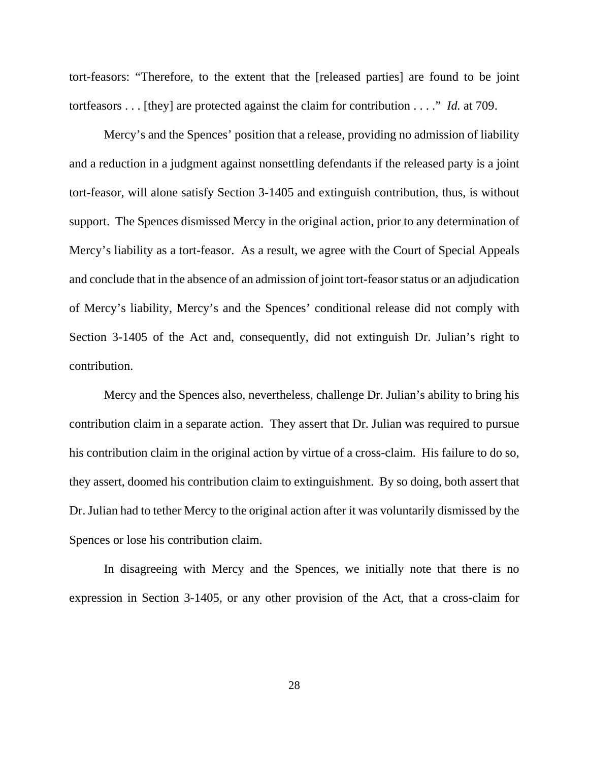tort-feasors: "Therefore, to the extent that the [released parties] are found to be joint tortfeasors . . . [they] are protected against the claim for contribution . . . ." *Id.* at 709.

Mercy's and the Spences' position that a release, providing no admission of liability and a reduction in a judgment against nonsettling defendants if the released party is a joint tort-feasor, will alone satisfy Section 3-1405 and extinguish contribution, thus, is without support. The Spences dismissed Mercy in the original action, prior to any determination of Mercy's liability as a tort-feasor. As a result, we agree with the Court of Special Appeals and conclude that in the absence of an admission of joint tort-feasor status or an adjudication of Mercy's liability, Mercy's and the Spences' conditional release did not comply with Section 3-1405 of the Act and, consequently, did not extinguish Dr. Julian's right to contribution.

Mercy and the Spences also, nevertheless, challenge Dr. Julian's ability to bring his contribution claim in a separate action. They assert that Dr. Julian was required to pursue his contribution claim in the original action by virtue of a cross-claim. His failure to do so, they assert, doomed his contribution claim to extinguishment. By so doing, both assert that Dr. Julian had to tether Mercy to the original action after it was voluntarily dismissed by the Spences or lose his contribution claim.

In disagreeing with Mercy and the Spences, we initially note that there is no expression in Section 3-1405, or any other provision of the Act, that a cross-claim for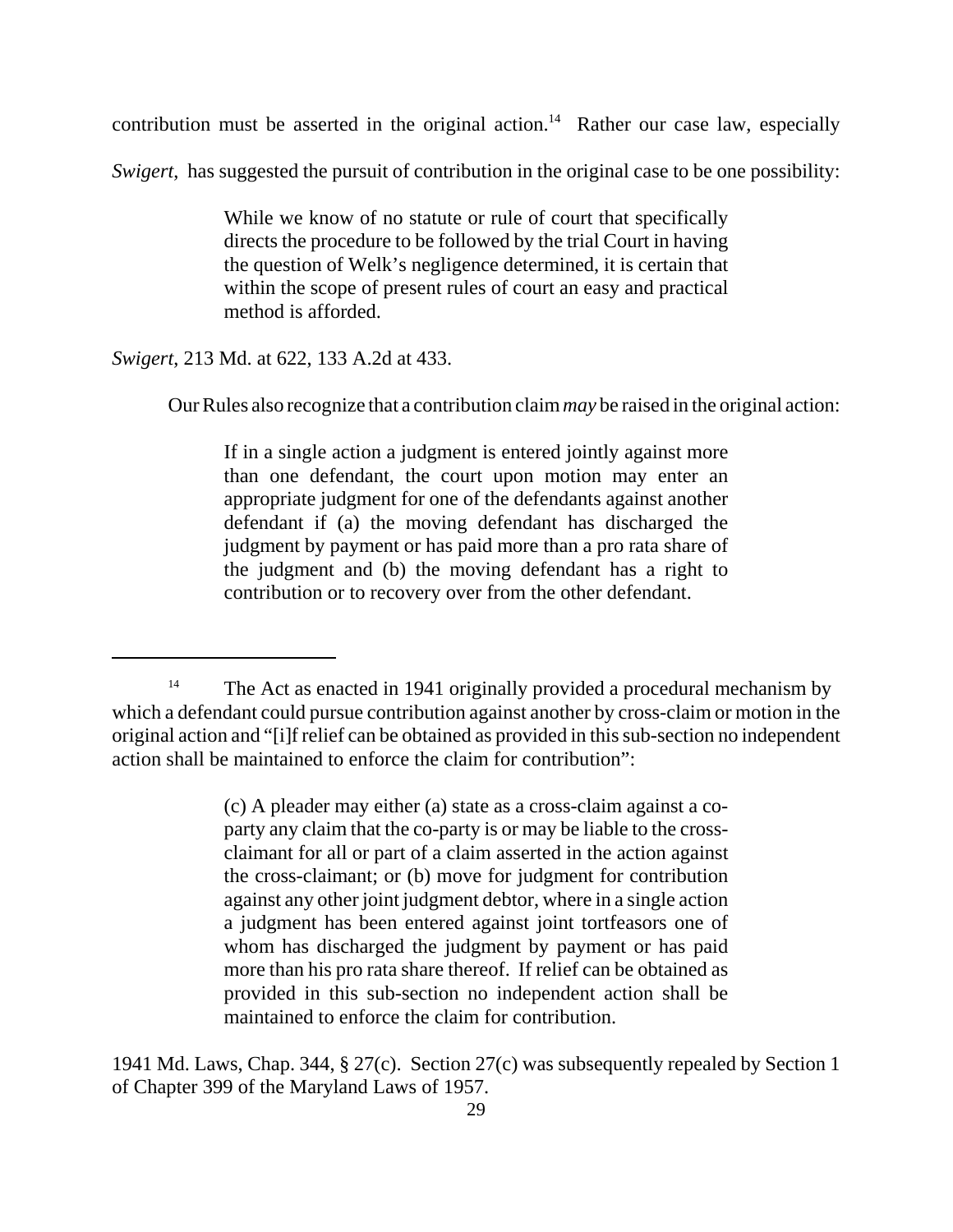contribution must be asserted in the original action.[14] Rather our case law, especially *Swigert*, has suggested the pursuit of contribution in the original case to be one possibility:

> While we know of no statute or rule of court that specifically directs the procedure to be followed by the trial Court in having the question of Welk's negligence determined, it is certain that within the scope of present rules of court an easy and practical method is afforded.

*Swigert*, 213 Md. at 622, 133 A.2d at 433.

Our Rules also recognize that a contribution claim *may* be raised in the original action:

> If in a single action a judgment is entered jointly against more than one defendant, the court upon motion may enter an appropriate judgment for one of the defendants against another defendant if (a) the moving defendant has discharged the judgment by payment or has paid more than a pro rata share of the judgment and (b) the moving defendant has a right to contribution or to recovery over from the other defendant.

---

[14] The Act as enacted in 1941 originally provided a procedural mechanism by which a defendant could pursue contribution against another by cross-claim or motion in the original action and "[i]f relief can be obtained as provided in this sub-section no independent action shall be maintained to enforce the claim for contribution":

> (c) A pleader may either (a) state as a cross-claim against a co-party any claim that the co-party is or may be liable to the cross-claimant for all or part of a claim asserted in the action against the cross-claimant; or (b) move for judgment for contribution against any other joint judgment debtor, where in a single action a judgment has been entered against joint tortfeasors one of whom has discharged the judgment by payment or has paid more than his pro rata share thereof. If relief can be obtained as provided in this sub-section no independent action shall be maintained to enforce the claim for contribution.

1941 Md. Laws, Chap. 344, § 27(c). Section 27(c) was subsequently repealed by Section 1 of Chapter 399 of the Maryland Laws of 1957.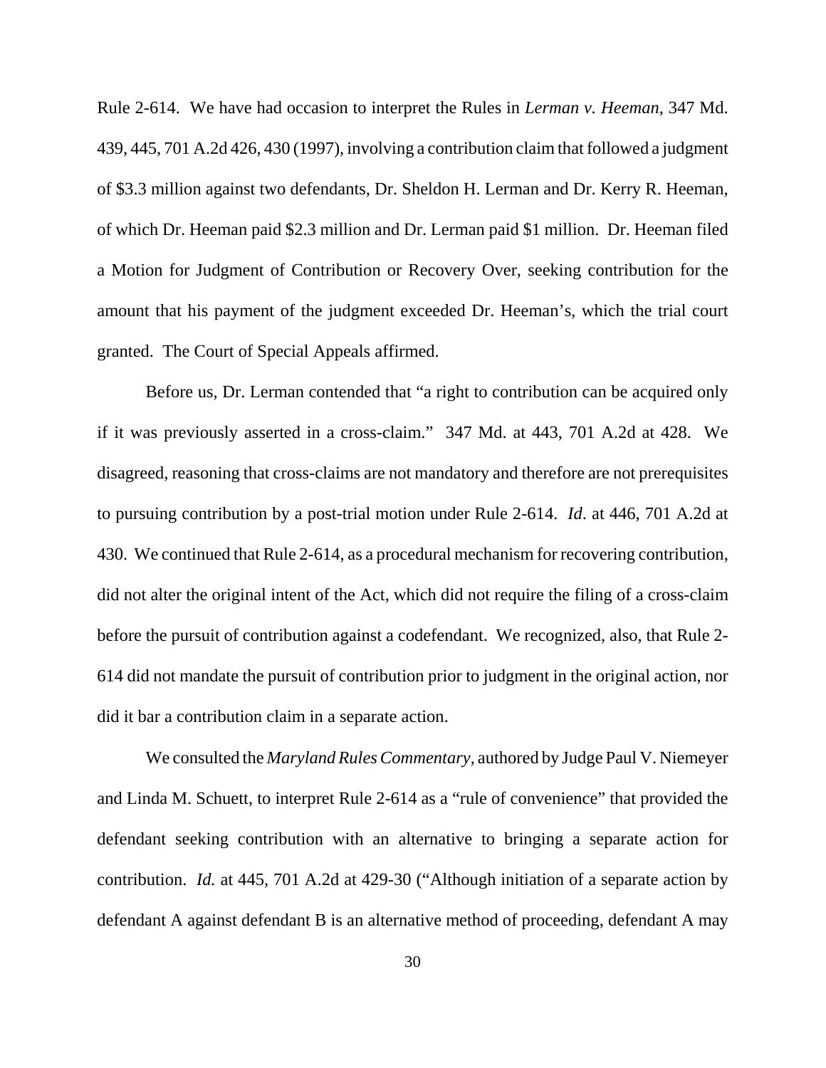Rule 2-614. We have had occasion to interpret the Rules in *Lerman v. Heeman*, 347 Md. 439, 445, 701 A.2d 426, 430 (1997), involving a contribution claim that followed a judgment of $3.3 million against two defendants, Dr. Sheldon H. Lerman and Dr. Kerry R. Heeman, of which Dr. Heeman paid $2.3 million and Dr. Lerman paid $1 million. Dr. Heeman filed a Motion for Judgment of Contribution or Recovery Over, seeking contribution for the amount that his payment of the judgment exceeded Dr. Heeman's, which the trial court granted. The Court of Special Appeals affirmed.

Before us, Dr. Lerman contended that "a right to contribution can be acquired only if it was previously asserted in a cross-claim." 347 Md. at 443, 701 A.2d at 428. We disagreed, reasoning that cross-claims are not mandatory and therefore are not prerequisites to pursuing contribution by a post-trial motion under Rule 2-614. *Id*. at 446, 701 A.2d at 430. We continued that Rule 2-614, as a procedural mechanism for recovering contribution, did not alter the original intent of the Act, which did not require the filing of a cross-claim before the pursuit of contribution against a codefendant. We recognized, also, that Rule 2-614 did not mandate the pursuit of contribution prior to judgment in the original action, nor did it bar a contribution claim in a separate action.

We consulted the *Maryland Rules Commentary*, authored by Judge Paul V. Niemeyer and Linda M. Schuett, to interpret Rule 2-614 as a "rule of convenience" that provided the defendant seeking contribution with an alternative to bringing a separate action for contribution. *Id.* at 445, 701 A.2d at 429-30 ("Although initiation of a separate action by defendant A against defendant B is an alternative method of proceeding, defendant A may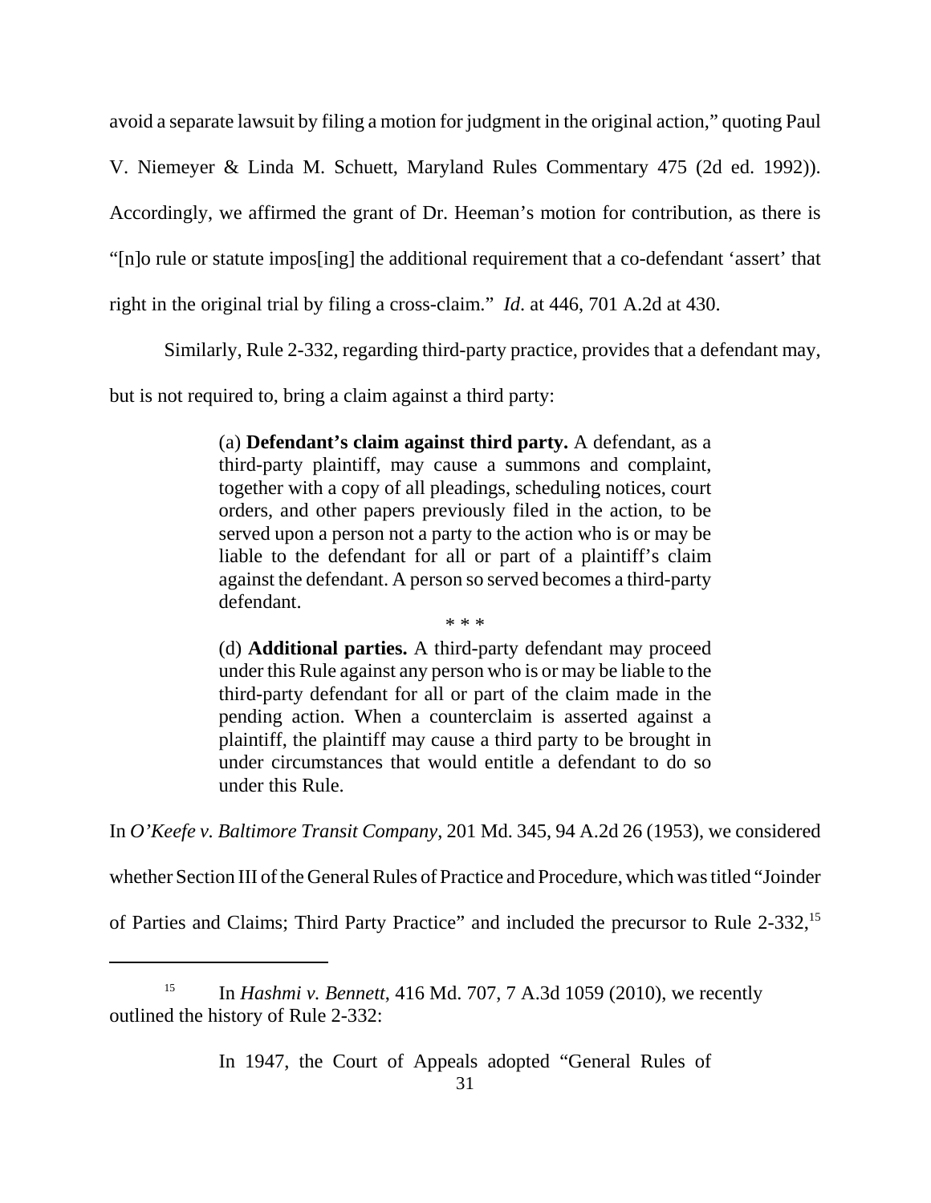avoid a separate lawsuit by filing a motion for judgment in the original action," quoting Paul V. Niemeyer & Linda M. Schuett, Maryland Rules Commentary 475 (2d ed. 1992)). Accordingly, we affirmed the grant of Dr. Heeman's motion for contribution, as there is "[n]o rule or statute impos[ing] the additional requirement that a co-defendant 'assert' that right in the original trial by filing a cross-claim." *Id*. at 446, 701 A.2d at 430.

Similarly, Rule 2-332, regarding third-party practice, provides that a defendant may, but is not required to, bring a claim against a third party:

> (a) **Defendant's claim against third party.** A defendant, as a third-party plaintiff, may cause a summons and complaint, together with a copy of all pleadings, scheduling notices, court orders, and other papers previously filed in the action, to be served upon a person not a party to the action who is or may be liable to the defendant for all or part of a plaintiff's claim against the defendant. A person so served becomes a third-party defendant.
>
> \* \* \*
>
> (d) **Additional parties.** A third-party defendant may proceed under this Rule against any person who is or may be liable to the third-party defendant for all or part of the claim made in the pending action. When a counterclaim is asserted against a plaintiff, the plaintiff may cause a third party to be brought in under circumstances that would entitle a defendant to do so under this Rule.

In *O'Keefe v. Baltimore Transit Company*, 201 Md. 345, 94 A.2d 26 (1953), we considered whether Section III of the General Rules of Practice and Procedure, which was titled "Joinder of Parties and Claims; Third Party Practice" and included the precursor to Rule 2-332,[15]

---

[15] In *Hashmi v. Bennett*, 416 Md. 707, 7 A.3d 1059 (2010), we recently outlined the history of Rule 2-332:

> In 1947, the Court of Appeals adopted "General Rules of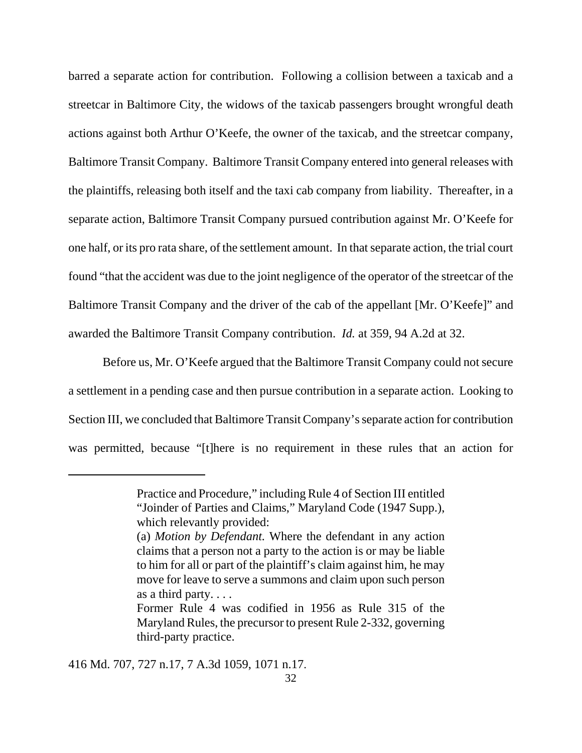barred a separate action for contribution. Following a collision between a taxicab and a streetcar in Baltimore City, the widows of the taxicab passengers brought wrongful death actions against both Arthur O'Keefe, the owner of the taxicab, and the streetcar company, Baltimore Transit Company. Baltimore Transit Company entered into general releases with the plaintiffs, releasing both itself and the taxi cab company from liability. Thereafter, in a separate action, Baltimore Transit Company pursued contribution against Mr. O'Keefe for one half, or its pro rata share, of the settlement amount. In that separate action, the trial court found "that the accident was due to the joint negligence of the operator of the streetcar of the Baltimore Transit Company and the driver of the cab of the appellant [Mr. O'Keefe]" and awarded the Baltimore Transit Company contribution. *Id.* at 359, 94 A.2d at 32.

Before us, Mr. O'Keefe argued that the Baltimore Transit Company could not secure a settlement in a pending case and then pursue contribution in a separate action. Looking to Section III, we concluded that Baltimore Transit Company's separate action for contribution was permitted, because "[t]here is no requirement in these rules that an action for

---

Practice and Procedure," including Rule 4 of Section III entitled "Joinder of Parties and Claims," Maryland Code (1947 Supp.), which relevantly provided:

(a) *Motion by Defendant.* Where the defendant in any action claims that a person not a party to the action is or may be liable to him for all or part of the plaintiff's claim against him, he may move for leave to serve a summons and claim upon such person as a third party. . . .

Former Rule 4 was codified in 1956 as Rule 315 of the Maryland Rules, the precursor to present Rule 2-332, governing third-party practice.

416 Md. 707, 727 n.17, 7 A.3d 1059, 1071 n.17.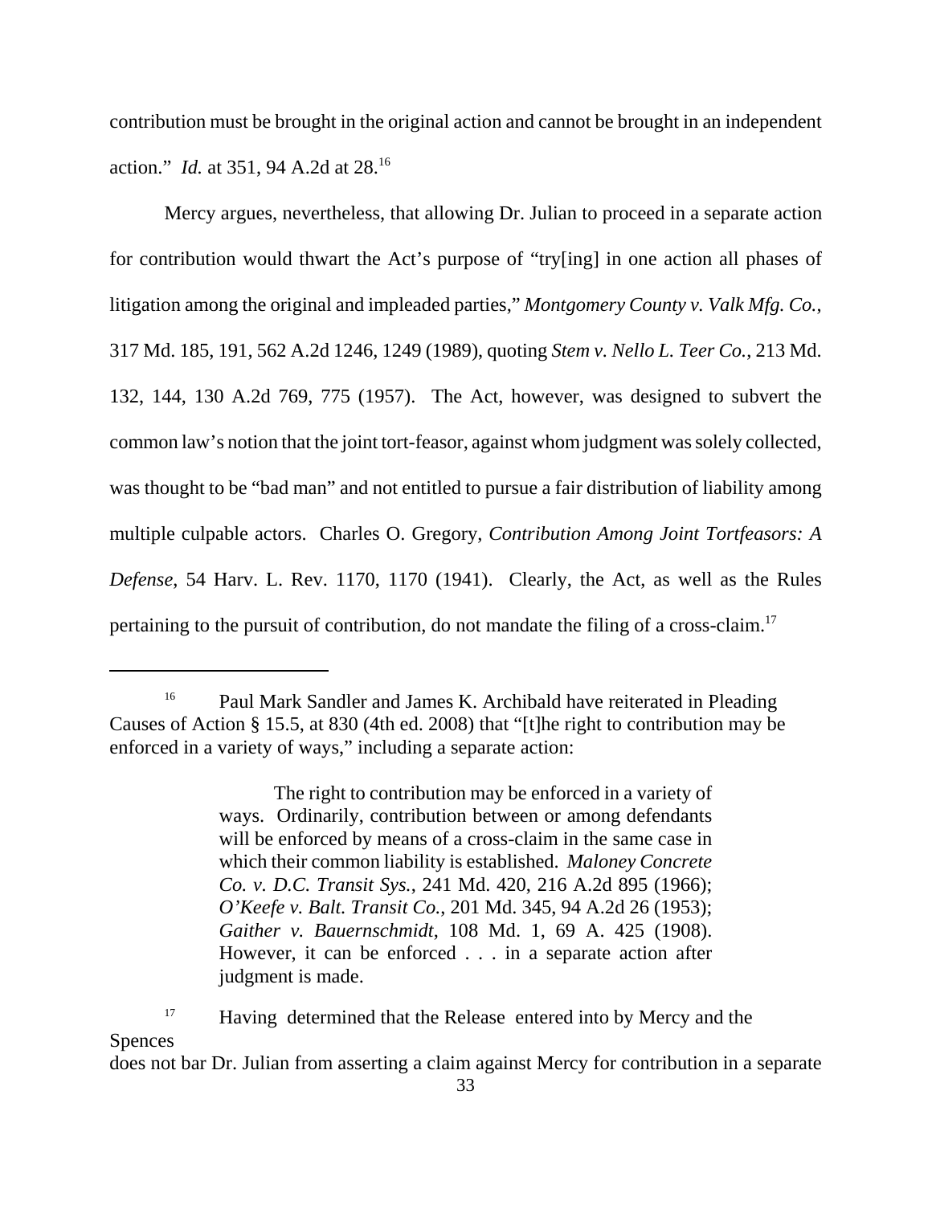contribution must be brought in the original action and cannot be brought in an independent action." *Id.* at 351, 94 A.2d at 28.[16]

Mercy argues, nevertheless, that allowing Dr. Julian to proceed in a separate action for contribution would thwart the Act's purpose of "try[ing] in one action all phases of litigation among the original and impleaded parties," *Montgomery County v. Valk Mfg. Co.*, 317 Md. 185, 191, 562 A.2d 1246, 1249 (1989), quoting *Stem v. Nello L. Teer Co.*, 213 Md. 132, 144, 130 A.2d 769, 775 (1957). The Act, however, was designed to subvert the common law's notion that the joint tort-feasor, against whom judgment was solely collected, was thought to be "bad man" and not entitled to pursue a fair distribution of liability among multiple culpable actors. Charles O. Gregory, *Contribution Among Joint Tortfeasors: A Defense*, 54 Harv. L. Rev. 1170, 1170 (1941). Clearly, the Act, as well as the Rules pertaining to the pursuit of contribution, do not mandate the filing of a cross-claim.[17]

---

[16] Paul Mark Sandler and James K. Archibald have reiterated in Pleading Causes of Action § 15.5, at 830 (4th ed. 2008) that "[t]he right to contribution may be enforced in a variety of ways," including a separate action:

> The right to contribution may be enforced in a variety of ways. Ordinarily, contribution between or among defendants will be enforced by means of a cross-claim in the same case in which their common liability is established. *Maloney Concrete Co. v. D.C. Transit Sys.*, 241 Md. 420, 216 A.2d 895 (1966); *O'Keefe v. Balt. Transit Co.*, 201 Md. 345, 94 A.2d 26 (1953); *Gaither v. Bauernschmidt*, 108 Md. 1, 69 A. 425 (1908). However, it can be enforced . . . in a separate action after judgment is made.

[17] Having determined that the Release entered into by Mercy and the Spences does not bar Dr. Julian from asserting a claim against Mercy for contribution in a separate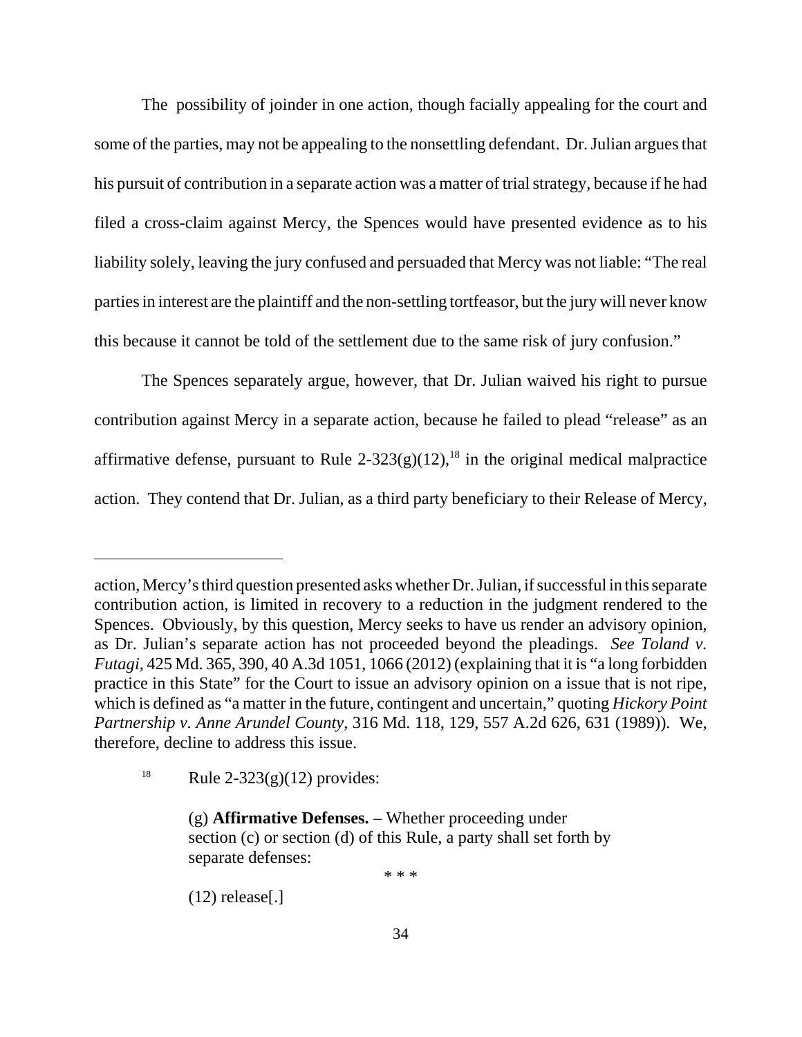The possibility of joinder in one action, though facially appealing for the court and some of the parties, may not be appealing to the nonsettling defendant. Dr. Julian argues that his pursuit of contribution in a separate action was a matter of trial strategy, because if he had filed a cross-claim against Mercy, the Spences would have presented evidence as to his liability solely, leaving the jury confused and persuaded that Mercy was not liable: "The real parties in interest are the plaintiff and the non-settling tortfeasor, but the jury will never know this because it cannot be told of the settlement due to the same risk of jury confusion."

The Spences separately argue, however, that Dr. Julian waived his right to pursue contribution against Mercy in a separate action, because he failed to plead "release" as an affirmative defense, pursuant to Rule 2-323(g)(12),[18] in the original medical malpractice action. They contend that Dr. Julian, as a third party beneficiary to their Release of Mercy,

---

action, Mercy's third question presented asks whether Dr. Julian, if successful in this separate contribution action, is limited in recovery to a reduction in the judgment rendered to the Spences. Obviously, by this question, Mercy seeks to have us render an advisory opinion, as Dr. Julian's separate action has not proceeded beyond the pleadings. *See Toland v. Futagi*, 425 Md. 365, 390, 40 A.3d 1051, 1066 (2012) (explaining that it is "a long forbidden practice in this State" for the Court to issue an advisory opinion on a issue that is not ripe, which is defined as "a matter in the future, contingent and uncertain," quoting *Hickory Point Partnership v. Anne Arundel County*, 316 Md. 118, 129, 557 A.2d 626, 631 (1989)). We, therefore, decline to address this issue.

[18] Rule 2-323(g)(12) provides:

> (g) **Affirmative Defenses.** – Whether proceeding under section (c) or section (d) of this Rule, a party shall set forth by separate defenses:
>
> \* \* \*
>
> (12) release[.]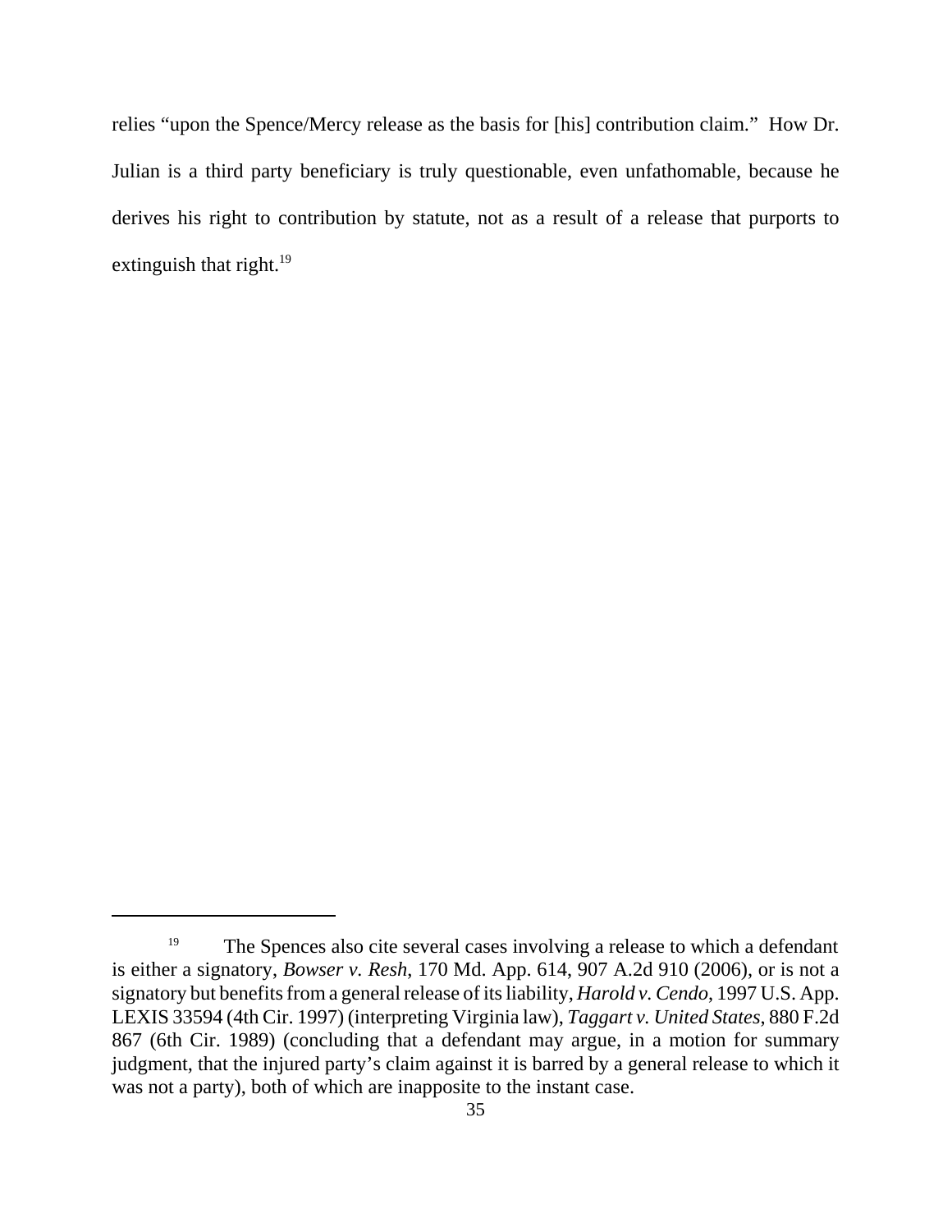relies "upon the Spence/Mercy release as the basis for [his] contribution claim." How Dr. Julian is a third party beneficiary is truly questionable, even unfathomable, because he derives his right to contribution by statute, not as a result of a release that purports to extinguish that right.[19]

---

[19] The Spences also cite several cases involving a release to which a defendant is either a signatory, *Bowser v. Resh*, 170 Md. App. 614, 907 A.2d 910 (2006), or is not a signatory but benefits from a general release of its liability, *Harold v. Cendo*, 1997 U.S. App. LEXIS 33594 (4th Cir. 1997) (interpreting Virginia law), *Taggart v. United States*, 880 F.2d 867 (6th Cir. 1989) (concluding that a defendant may argue, in a motion for summary judgment, that the injured party's claim against it is barred by a general release to which it was not a party), both of which are inapposite to the instant case.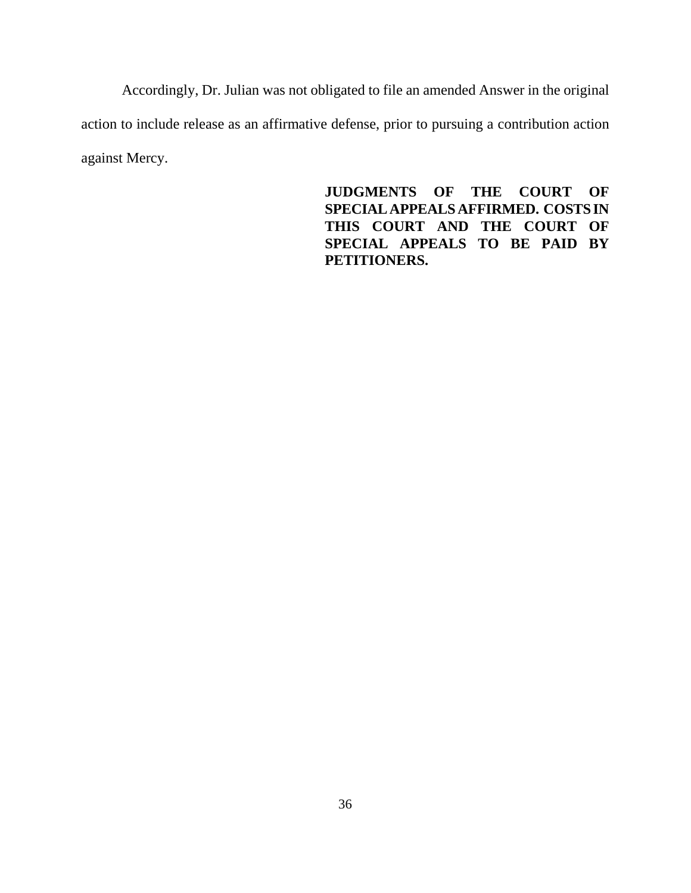Accordingly, Dr. Julian was not obligated to file an amended Answer in the original action to include release as an affirmative defense, prior to pursuing a contribution action against Mercy.

**JUDGMENTS OF THE COURT OF SPECIAL APPEALS AFFIRMED. COSTS IN THIS COURT AND THE COURT OF SPECIAL APPEALS TO BE PAID BY PETITIONERS.**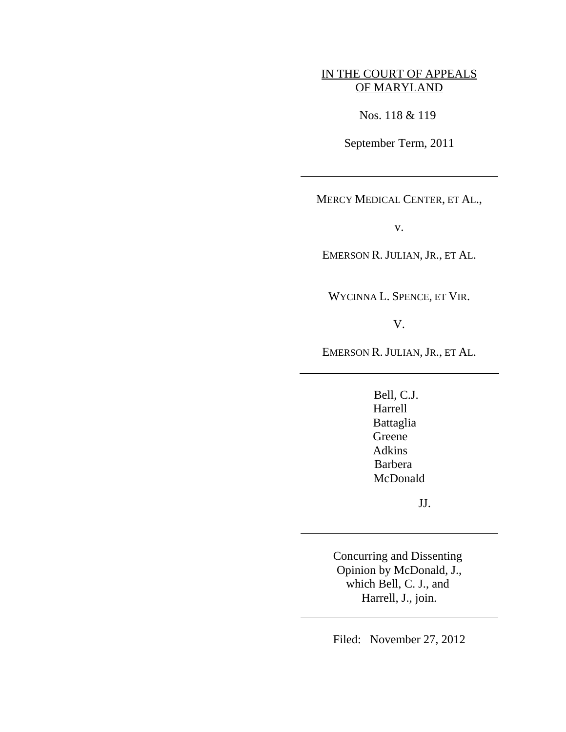IN THE COURT OF APPEALS
OF MARYLAND

Nos. 118 & 119

September Term, 2011

---

MERCY MEDICAL CENTER, ET AL.,

v.

EMERSON R. JULIAN, JR., ET AL.

---

WYCINNA L. SPENCE, ET VIR.

V.

EMERSON R. JULIAN, JR., ET AL.

---

Bell, C.J.
Harrell
Battaglia
Greene
Adkins
Barbera
McDonald

JJ.

---

Concurring and Dissenting
Opinion by McDonald, J.,
which Bell, C. J., and
Harrell, J., join.

---

Filed: November 27, 2012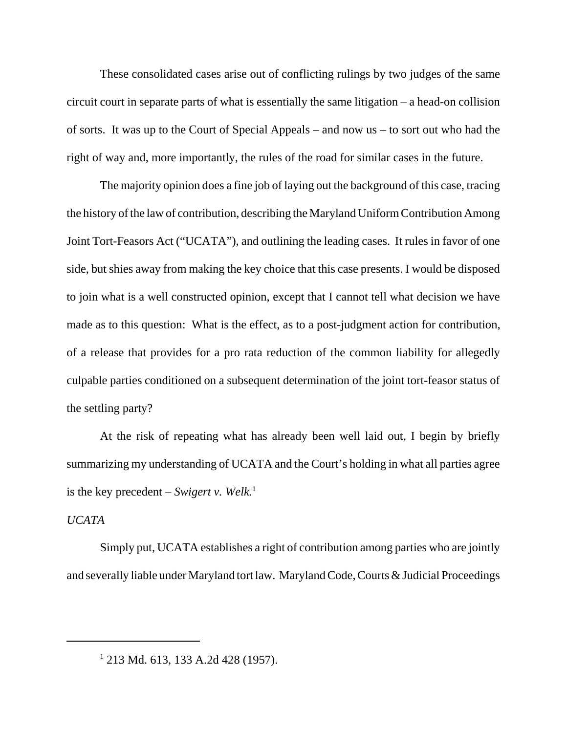These consolidated cases arise out of conflicting rulings by two judges of the same circuit court in separate parts of what is essentially the same litigation – a head-on collision of sorts. It was up to the Court of Special Appeals – and now us – to sort out who had the right of way and, more importantly, the rules of the road for similar cases in the future.

The majority opinion does a fine job of laying out the background of this case, tracing the history of the law of contribution, describing the Maryland Uniform Contribution Among Joint Tort-Feasors Act ("UCATA"), and outlining the leading cases. It rules in favor of one side, but shies away from making the key choice that this case presents. I would be disposed to join what is a well constructed opinion, except that I cannot tell what decision we have made as to this question: What is the effect, as to a post-judgment action for contribution, of a release that provides for a pro rata reduction of the common liability for allegedly culpable parties conditioned on a subsequent determination of the joint tort-feasor status of the settling party?

At the risk of repeating what has already been well laid out, I begin by briefly summarizing my understanding of UCATA and the Court's holding in what all parties agree is the key precedent – *Swigert v. Welk.*[1]

*UCATA*

Simply put, UCATA establishes a right of contribution among parties who are jointly and severally liable under Maryland tort law. Maryland Code, Courts & Judicial Proceedings

---

[1] 213 Md. 613, 133 A.2d 428 (1957).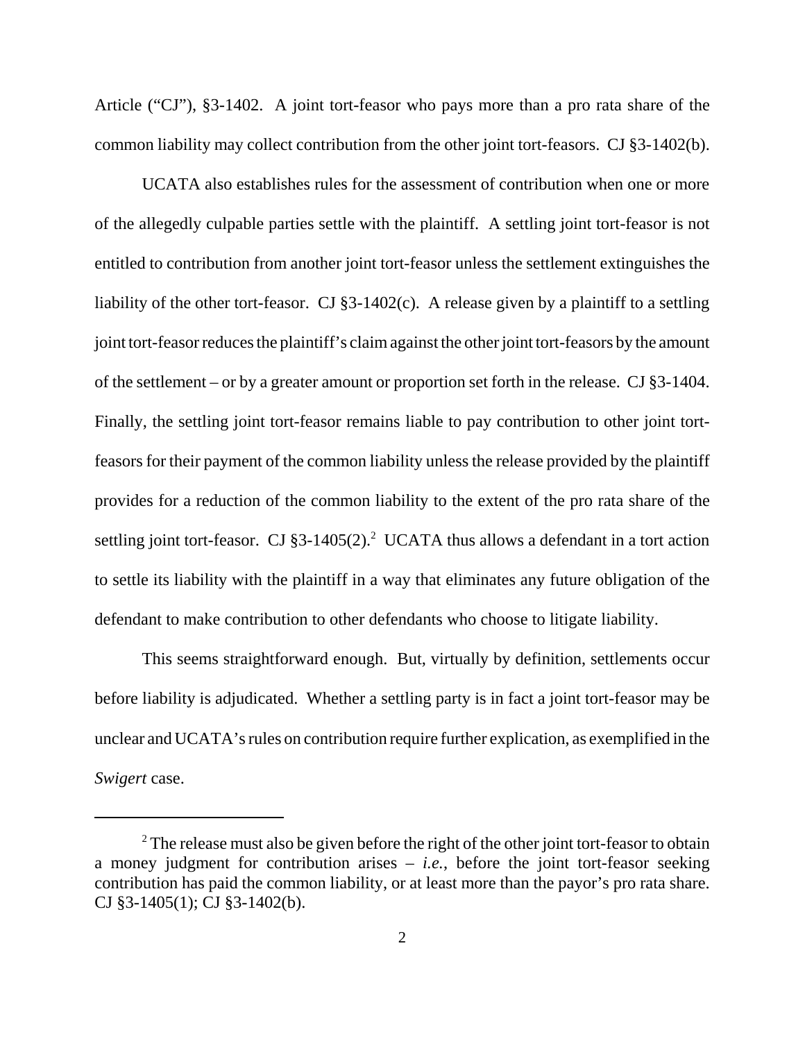Article ("CJ"), §3-1402. A joint tort-feasor who pays more than a pro rata share of the common liability may collect contribution from the other joint tort-feasors. CJ §3-1402(b).

UCATA also establishes rules for the assessment of contribution when one or more of the allegedly culpable parties settle with the plaintiff. A settling joint tort-feasor is not entitled to contribution from another joint tort-feasor unless the settlement extinguishes the liability of the other tort-feasor. CJ §3-1402(c). A release given by a plaintiff to a settling joint tort-feasor reduces the plaintiff's claim against the other joint tort-feasors by the amount of the settlement – or by a greater amount or proportion set forth in the release. CJ §3-1404. Finally, the settling joint tort-feasor remains liable to pay contribution to other joint tort-feasors for their payment of the common liability unless the release provided by the plaintiff provides for a reduction of the common liability to the extent of the pro rata share of the settling joint tort-feasor. CJ §3-1405(2).[2] UCATA thus allows a defendant in a tort action to settle its liability with the plaintiff in a way that eliminates any future obligation of the defendant to make contribution to other defendants who choose to litigate liability.

This seems straightforward enough. But, virtually by definition, settlements occur before liability is adjudicated. Whether a settling party is in fact a joint tort-feasor may be unclear and UCATA's rules on contribution require further explication, as exemplified in the *Swigert* case.

---

[2] The release must also be given before the right of the other joint tort-feasor to obtain a money judgment for contribution arises – *i.e.*, before the joint tort-feasor seeking contribution has paid the common liability, or at least more than the payor's pro rata share. CJ §3-1405(1); CJ §3-1402(b).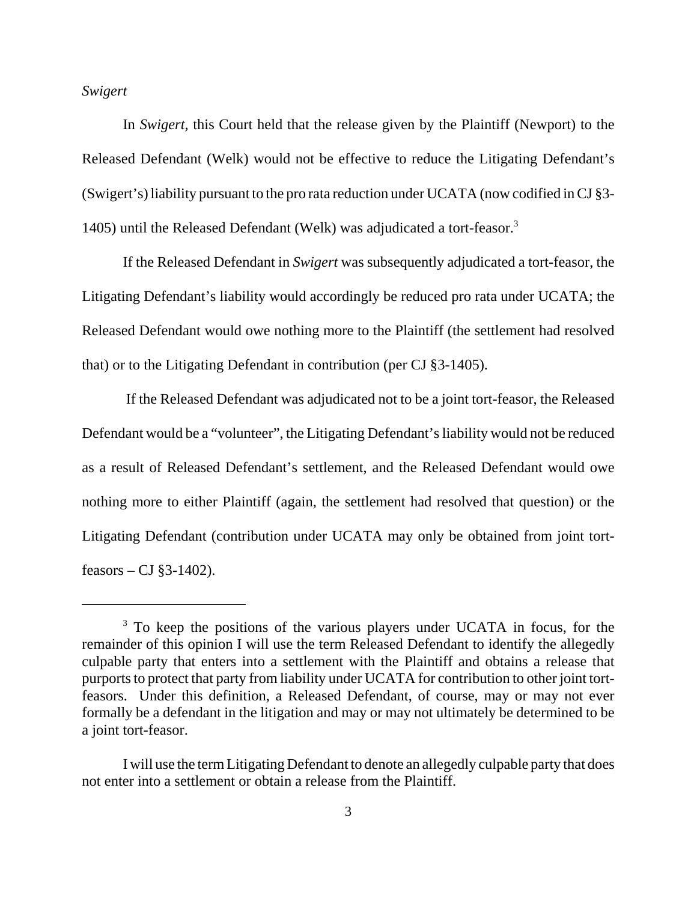*Swigert*

In *Swigert*, this Court held that the release given by the Plaintiff (Newport) to the Released Defendant (Welk) would not be effective to reduce the Litigating Defendant's (Swigert's) liability pursuant to the pro rata reduction under UCATA (now codified in CJ §3-1405) until the Released Defendant (Welk) was adjudicated a tort-feasor.[3]

If the Released Defendant in *Swigert* was subsequently adjudicated a tort-feasor, the Litigating Defendant's liability would accordingly be reduced pro rata under UCATA; the Released Defendant would owe nothing more to the Plaintiff (the settlement had resolved that) or to the Litigating Defendant in contribution (per CJ §3-1405).

If the Released Defendant was adjudicated not to be a joint tort-feasor, the Released Defendant would be a "volunteer", the Litigating Defendant's liability would not be reduced as a result of Released Defendant's settlement, and the Released Defendant would owe nothing more to either Plaintiff (again, the settlement had resolved that question) or the Litigating Defendant (contribution under UCATA may only be obtained from joint tort-feasors – CJ §3-1402).

---

[3] To keep the positions of the various players under UCATA in focus, for the remainder of this opinion I will use the term Released Defendant to identify the allegedly culpable party that enters into a settlement with the Plaintiff and obtains a release that purports to protect that party from liability under UCATA for contribution to other joint tort-feasors. Under this definition, a Released Defendant, of course, may or may not ever formally be a defendant in the litigation and may or may not ultimately be determined to be a joint tort-feasor.

I will use the term Litigating Defendant to denote an allegedly culpable party that does not enter into a settlement or obtain a release from the Plaintiff.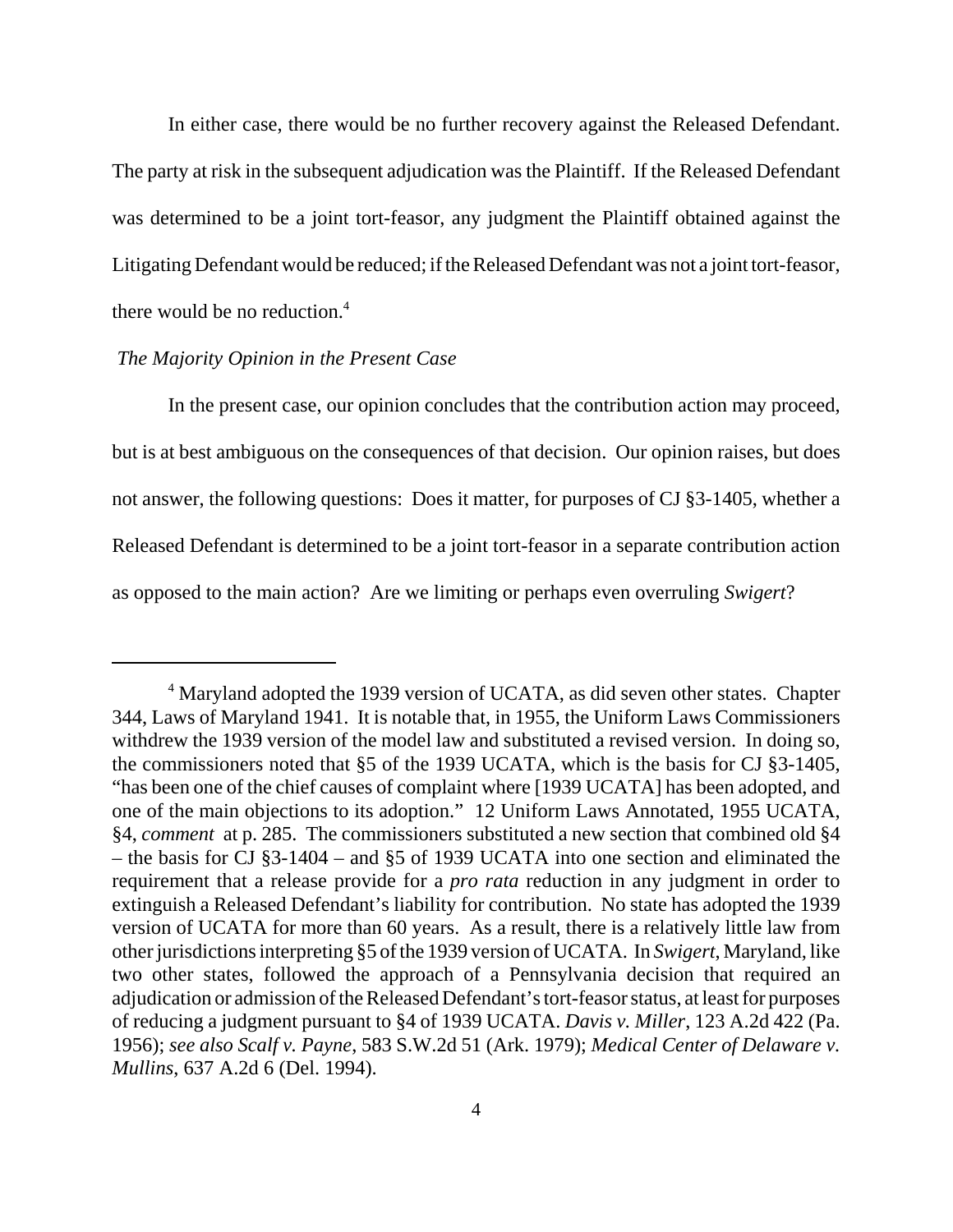In either case, there would be no further recovery against the Released Defendant. The party at risk in the subsequent adjudication was the Plaintiff. If the Released Defendant was determined to be a joint tort-feasor, any judgment the Plaintiff obtained against the Litigating Defendant would be reduced; if the Released Defendant was not a joint tort-feasor, there would be no reduction.[4]

*The Majority Opinion in the Present Case*

In the present case, our opinion concludes that the contribution action may proceed, but is at best ambiguous on the consequences of that decision. Our opinion raises, but does not answer, the following questions: Does it matter, for purposes of CJ §3-1405, whether a Released Defendant is determined to be a joint tort-feasor in a separate contribution action as opposed to the main action? Are we limiting or perhaps even overruling *Swigert*?

---

[4] Maryland adopted the 1939 version of UCATA, as did seven other states. Chapter 344, Laws of Maryland 1941. It is notable that, in 1955, the Uniform Laws Commissioners withdrew the 1939 version of the model law and substituted a revised version. In doing so, the commissioners noted that §5 of the 1939 UCATA, which is the basis for CJ §3-1405, "has been one of the chief causes of complaint where [1939 UCATA] has been adopted, and one of the main objections to its adoption." 12 Uniform Laws Annotated, 1955 UCATA, §4, *comment* at p. 285. The commissioners substituted a new section that combined old §4 – the basis for CJ §3-1404 – and §5 of 1939 UCATA into one section and eliminated the requirement that a release provide for a *pro rata* reduction in any judgment in order to extinguish a Released Defendant's liability for contribution. No state has adopted the 1939 version of UCATA for more than 60 years. As a result, there is a relatively little law from other jurisdictions interpreting §5 of the 1939 version of UCATA. In *Swigert*, Maryland, like two other states, followed the approach of a Pennsylvania decision that required an adjudication or admission of the Released Defendant's tort-feasor status, at least for purposes of reducing a judgment pursuant to §4 of 1939 UCATA. *Davis v. Miller*, 123 A.2d 422 (Pa. 1956); *see also Scalf v. Payne*, 583 S.W.2d 51 (Ark. 1979); *Medical Center of Delaware v. Mullins*, 637 A.2d 6 (Del. 1994).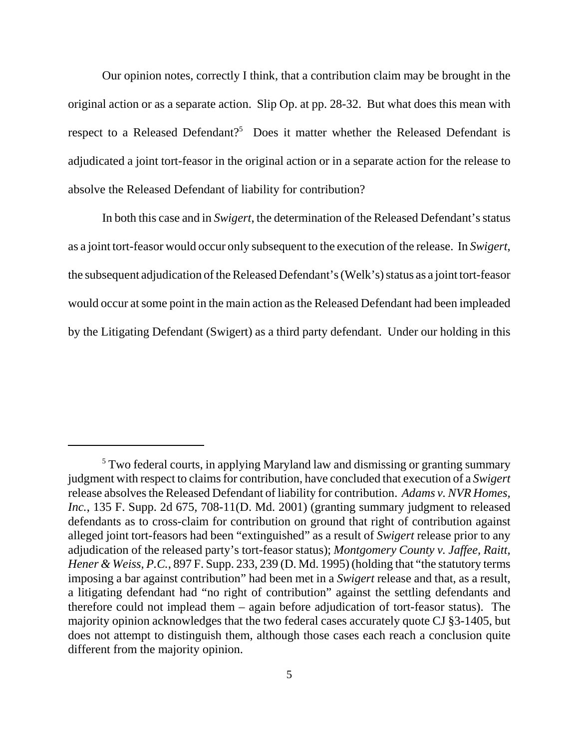Our opinion notes, correctly I think, that a contribution claim may be brought in the original action or as a separate action. Slip Op. at pp. 28-32. But what does this mean with respect to a Released Defendant?[5] Does it matter whether the Released Defendant is adjudicated a joint tort-feasor in the original action or in a separate action for the release to absolve the Released Defendant of liability for contribution?

In both this case and in *Swigert*, the determination of the Released Defendant's status as a joint tort-feasor would occur only subsequent to the execution of the release. In *Swigert*, the subsequent adjudication of the Released Defendant's (Welk's) status as a joint tort-feasor would occur at some point in the main action as the Released Defendant had been impleaded by the Litigating Defendant (Swigert) as a third party defendant. Under our holding in this

---

[5] Two federal courts, in applying Maryland law and dismissing or granting summary judgment with respect to claims for contribution, have concluded that execution of a *Swigert* release absolves the Released Defendant of liability for contribution. *Adams v. NVR Homes, Inc.*, 135 F. Supp. 2d 675, 708-11(D. Md. 2001) (granting summary judgment to released defendants as to cross-claim for contribution on ground that right of contribution against alleged joint tort-feasors had been "extinguished" as a result of *Swigert* release prior to any adjudication of the released party's tort-feasor status); *Montgomery County v. Jaffee, Raitt, Hener & Weiss, P.C.*, 897 F. Supp. 233, 239 (D. Md. 1995) (holding that "the statutory terms imposing a bar against contribution" had been met in a *Swigert* release and that, as a result, a litigating defendant had "no right of contribution" against the settling defendants and therefore could not implead them – again before adjudication of tort-feasor status). The majority opinion acknowledges that the two federal cases accurately quote CJ §3-1405, but does not attempt to distinguish them, although those cases each reach a conclusion quite different from the majority opinion.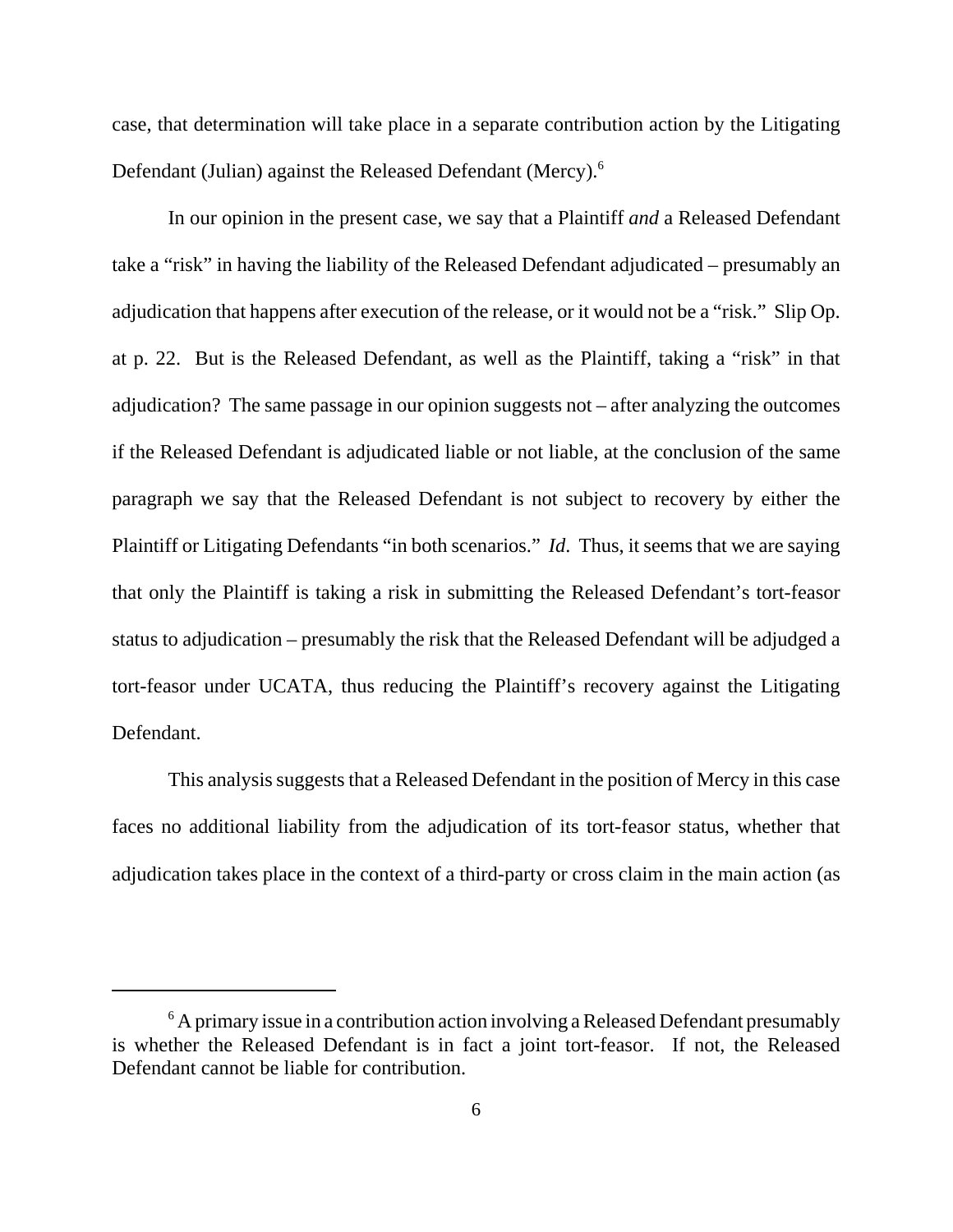case, that determination will take place in a separate contribution action by the Litigating Defendant (Julian) against the Released Defendant (Mercy).[6]

In our opinion in the present case, we say that a Plaintiff *and* a Released Defendant take a "risk" in having the liability of the Released Defendant adjudicated – presumably an adjudication that happens after execution of the release, or it would not be a "risk." Slip Op. at p. 22. But is the Released Defendant, as well as the Plaintiff, taking a "risk" in that adjudication? The same passage in our opinion suggests not – after analyzing the outcomes if the Released Defendant is adjudicated liable or not liable, at the conclusion of the same paragraph we say that the Released Defendant is not subject to recovery by either the Plaintiff or Litigating Defendants "in both scenarios." *Id*. Thus, it seems that we are saying that only the Plaintiff is taking a risk in submitting the Released Defendant's tort-feasor status to adjudication – presumably the risk that the Released Defendant will be adjudged a tort-feasor under UCATA, thus reducing the Plaintiff's recovery against the Litigating Defendant.

This analysis suggests that a Released Defendant in the position of Mercy in this case faces no additional liability from the adjudication of its tort-feasor status, whether that adjudication takes place in the context of a third-party or cross claim in the main action (as

---

[6] A primary issue in a contribution action involving a Released Defendant presumably is whether the Released Defendant is in fact a joint tort-feasor. If not, the Released Defendant cannot be liable for contribution.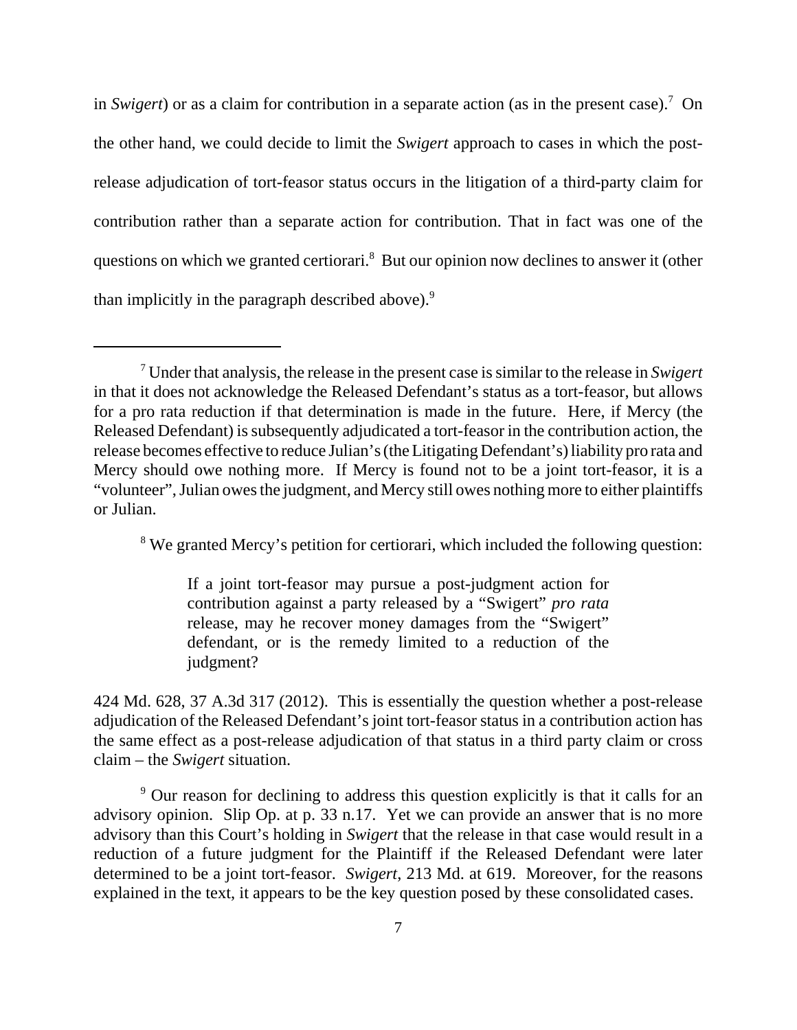in *Swigert*) or as a claim for contribution in a separate action (as in the present case).[7] On the other hand, we could decide to limit the *Swigert* approach to cases in which the post-release adjudication of tort-feasor status occurs in the litigation of a third-party claim for contribution rather than a separate action for contribution. That in fact was one of the questions on which we granted certiorari.[8] But our opinion now declines to answer it (other than implicitly in the paragraph described above).[9]

---

[7] Under that analysis, the release in the present case is similar to the release in *Swigert* in that it does not acknowledge the Released Defendant's status as a tort-feasor, but allows for a pro rata reduction if that determination is made in the future. Here, if Mercy (the Released Defendant) is subsequently adjudicated a tort-feasor in the contribution action, the release becomes effective to reduce Julian's (the Litigating Defendant's) liability pro rata and Mercy should owe nothing more. If Mercy is found not to be a joint tort-feasor, it is a "volunteer", Julian owes the judgment, and Mercy still owes nothing more to either plaintiffs or Julian.

[8] We granted Mercy's petition for certiorari, which included the following question:

> If a joint tort-feasor may pursue a post-judgment action for contribution against a party released by a "Swigert" *pro rata* release, may he recover money damages from the "Swigert" defendant, or is the remedy limited to a reduction of the judgment?

424 Md. 628, 37 A.3d 317 (2012). This is essentially the question whether a post-release adjudication of the Released Defendant's joint tort-feasor status in a contribution action has the same effect as a post-release adjudication of that status in a third party claim or cross claim – the *Swigert* situation.

[9] Our reason for declining to address this question explicitly is that it calls for an advisory opinion. Slip Op. at p. 33 n.17. Yet we can provide an answer that is no more advisory than this Court's holding in *Swigert* that the release in that case would result in a reduction of a future judgment for the Plaintiff if the Released Defendant were later determined to be a joint tort-feasor. *Swigert*, 213 Md. at 619. Moreover, for the reasons explained in the text, it appears to be the key question posed by these consolidated cases.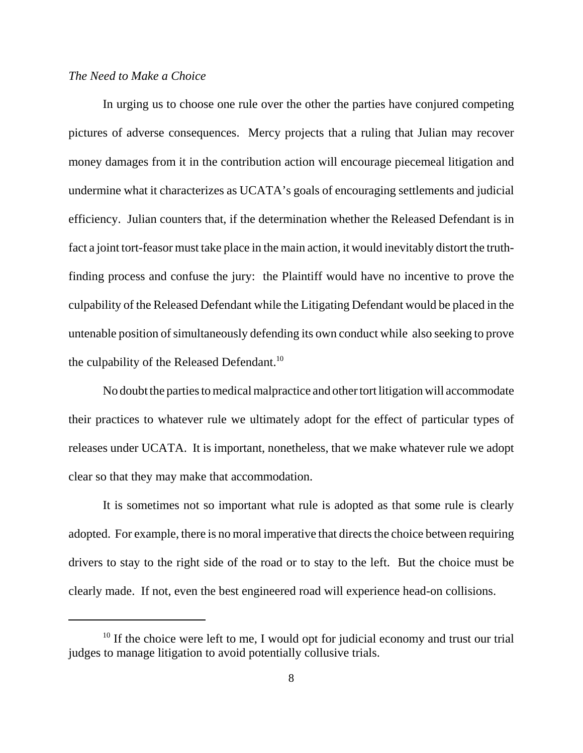*The Need to Make a Choice*

In urging us to choose one rule over the other the parties have conjured competing pictures of adverse consequences. Mercy projects that a ruling that Julian may recover money damages from it in the contribution action will encourage piecemeal litigation and undermine what it characterizes as UCATA's goals of encouraging settlements and judicial efficiency. Julian counters that, if the determination whether the Released Defendant is in fact a joint tort-feasor must take place in the main action, it would inevitably distort the truth-finding process and confuse the jury: the Plaintiff would have no incentive to prove the culpability of the Released Defendant while the Litigating Defendant would be placed in the untenable position of simultaneously defending its own conduct while also seeking to prove the culpability of the Released Defendant.[10]

No doubt the parties to medical malpractice and other tort litigation will accommodate their practices to whatever rule we ultimately adopt for the effect of particular types of releases under UCATA. It is important, nonetheless, that we make whatever rule we adopt clear so that they may make that accommodation.

It is sometimes not so important what rule is adopted as that some rule is clearly adopted. For example, there is no moral imperative that directs the choice between requiring drivers to stay to the right side of the road or to stay to the left. But the choice must be clearly made. If not, even the best engineered road will experience head-on collisions.

---

[10] If the choice were left to me, I would opt for judicial economy and trust our trial judges to manage litigation to avoid potentially collusive trials.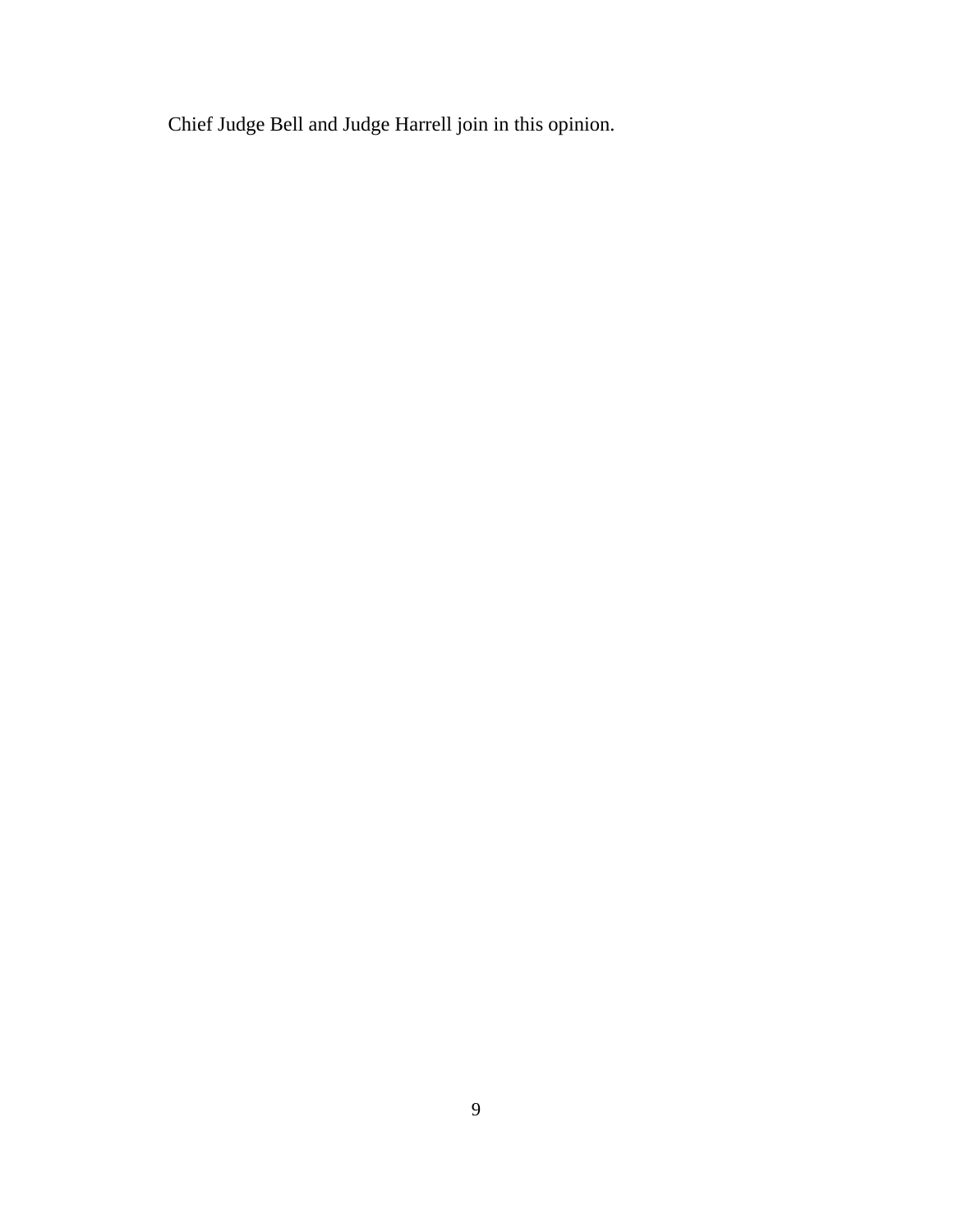Chief Judge Bell and Judge Harrell join in this opinion.